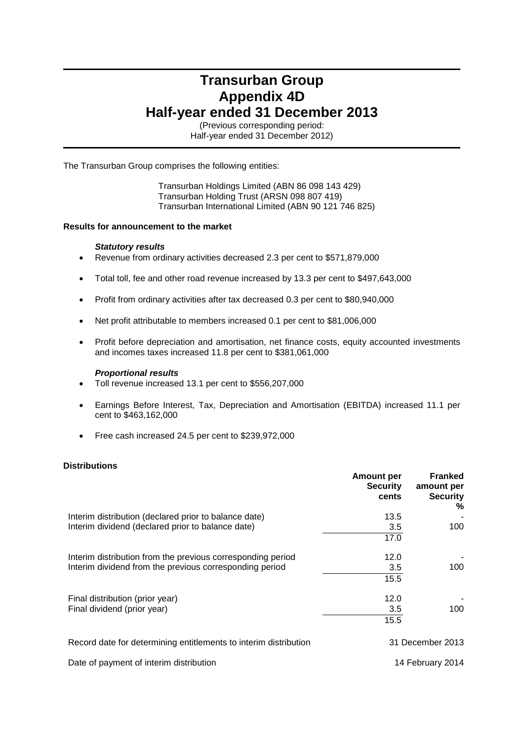# Transurban Group
# Appendix 4D
# Half-year ended 31 December 2013

(Previous corresponding period:
Half-year ended 31 December 2012)

The Transurban Group comprises the following entities:

Transurban Holdings Limited (ABN 86 098 143 429)
Transurban Holding Trust (ARSN 098 807 419)
Transurban International Limited (ABN 90 121 746 825)

**Results for announcement to the market**

***Statutory results***

- Revenue from ordinary activities decreased 2.3 per cent to $571,879,000
- Total toll, fee and other road revenue increased by 13.3 per cent to $497,643,000
- Profit from ordinary activities after tax decreased 0.3 per cent to $80,940,000
- Net profit attributable to members increased 0.1 per cent to $81,006,000
- Profit before depreciation and amortisation, net finance costs, equity accounted investments and incomes taxes increased 11.8 per cent to $381,061,000

***Proportional results***

- Toll revenue increased 13.1 per cent to $556,207,000
- Earnings Before Interest, Tax, Depreciation and Amortisation (EBITDA) increased 11.1 per cent to $463,162,000
- Free cash increased 24.5 per cent to $239,972,000

**Distributions**

| | Amount per Security cents | Franked amount per Security % |
|---|---|---|
| Interim distribution (declared prior to balance date) | 13.5 | - |
| Interim dividend (declared prior to balance date) | 3.5 | 100 |
| | 17.0 | |
| Interim distribution from the previous corresponding period | 12.0 | - |
| Interim dividend from the previous corresponding period | 3.5 | 100 |
| | 15.5 | |
| Final distribution (prior year) | 12.0 | - |
| Final dividend (prior year) | 3.5 | 100 |
| | 15.5 | |

| | |
|---|---|
| Record date for determining entitlements to interim distribution | 31 December 2013 |
| Date of payment of interim distribution | 14 February 2014 |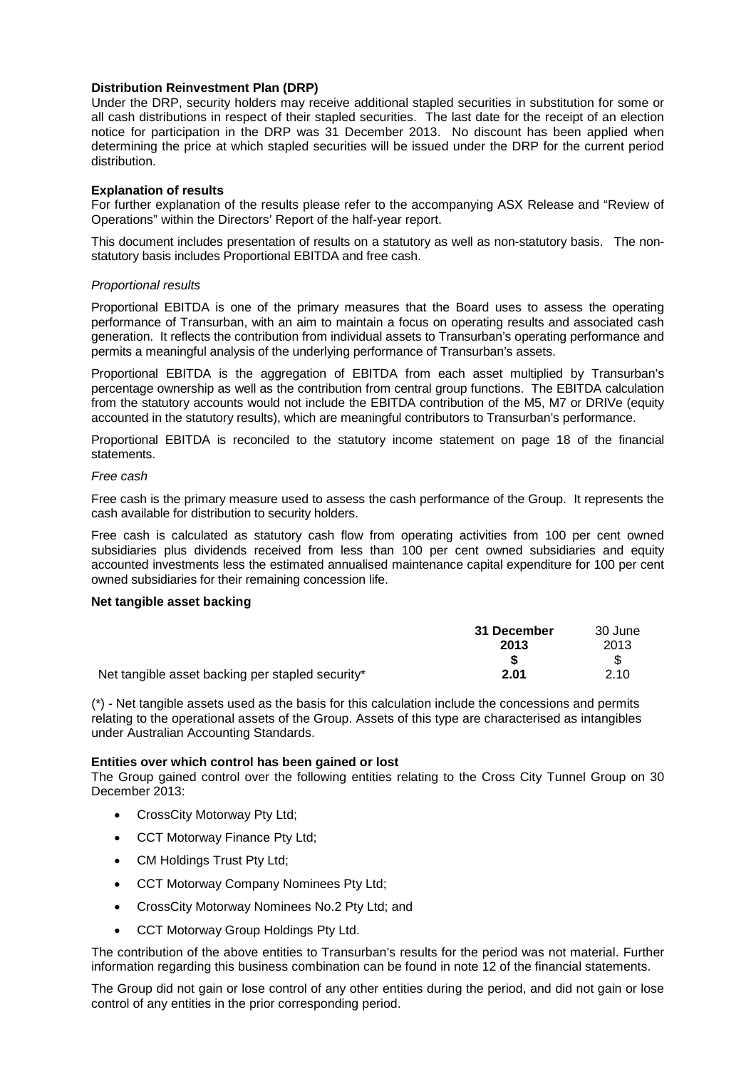**Distribution Reinvestment Plan (DRP)**

Under the DRP, security holders may receive additional stapled securities in substitution for some or all cash distributions in respect of their stapled securities. The last date for the receipt of an election notice for participation in the DRP was 31 December 2013. No discount has been applied when determining the price at which stapled securities will be issued under the DRP for the current period distribution.

**Explanation of results**

For further explanation of the results please refer to the accompanying ASX Release and "Review of Operations" within the Directors' Report of the half-year report.

This document includes presentation of results on a statutory as well as non-statutory basis. The non-statutory basis includes Proportional EBITDA and free cash.

*Proportional results*

Proportional EBITDA is one of the primary measures that the Board uses to assess the operating performance of Transurban, with an aim to maintain a focus on operating results and associated cash generation. It reflects the contribution from individual assets to Transurban's operating performance and permits a meaningful analysis of the underlying performance of Transurban's assets.

Proportional EBITDA is the aggregation of EBITDA from each asset multiplied by Transurban's percentage ownership as well as the contribution from central group functions. The EBITDA calculation from the statutory accounts would not include the EBITDA contribution of the M5, M7 or DRIVe (equity accounted in the statutory results), which are meaningful contributors to Transurban's performance.

Proportional EBITDA is reconciled to the statutory income statement on page 18 of the financial statements.

*Free cash*

Free cash is the primary measure used to assess the cash performance of the Group. It represents the cash available for distribution to security holders.

Free cash is calculated as statutory cash flow from operating activities from 100 per cent owned subsidiaries plus dividends received from less than 100 per cent owned subsidiaries and equity accounted investments less the estimated annualised maintenance capital expenditure for 100 per cent owned subsidiaries for their remaining concession life.

**Net tangible asset backing**

| | **31 December 2013** | 30 June 2013 |
|---|---|---|
| | **$** | $ |
| Net tangible asset backing per stapled security* | **2.01** | 2.10 |

(*) - Net tangible assets used as the basis for this calculation include the concessions and permits relating to the operational assets of the Group. Assets of this type are characterised as intangibles under Australian Accounting Standards.

**Entities over which control has been gained or lost**

The Group gained control over the following entities relating to the Cross City Tunnel Group on 30 December 2013:

- CrossCity Motorway Pty Ltd;
- CCT Motorway Finance Pty Ltd;
- CM Holdings Trust Pty Ltd;
- CCT Motorway Company Nominees Pty Ltd;
- CrossCity Motorway Nominees No.2 Pty Ltd; and
- CCT Motorway Group Holdings Pty Ltd.

The contribution of the above entities to Transurban's results for the period was not material. Further information regarding this business combination can be found in note 12 of the financial statements.

The Group did not gain or lose control of any other entities during the period, and did not gain or lose control of any entities in the prior corresponding period.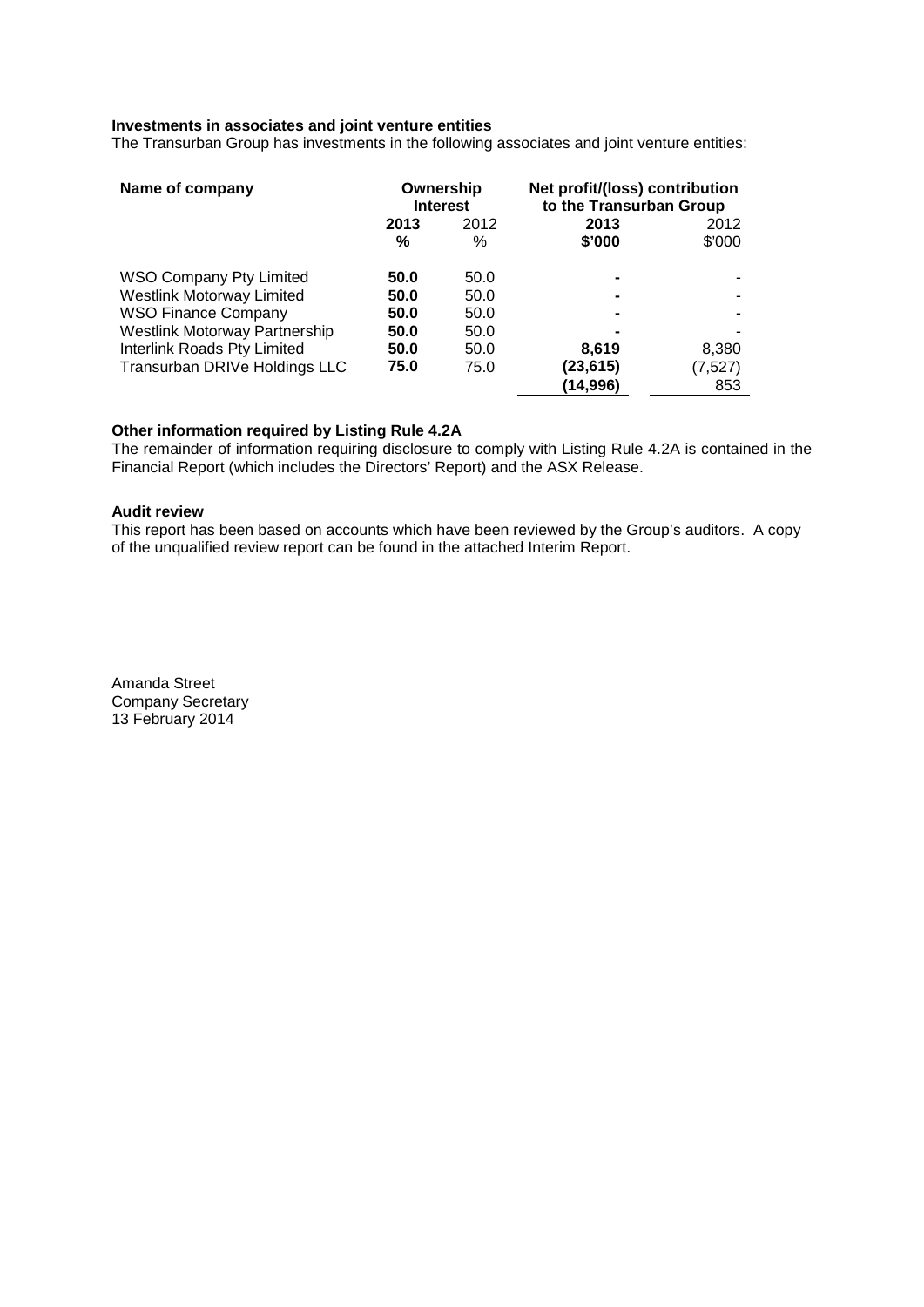**Investments in associates and joint venture entities**

The Transurban Group has investments in the following associates and joint venture entities:

| Name of company | Ownership Interest | | Net profit/(loss) contribution to the Transurban Group | |
|---|---|---|---|---|
| | **2013** | 2012 | **2013** | 2012 |
| | **%** | % | **$'000** | $'000 |
| WSO Company Pty Limited | **50.0** | 50.0 | **-** | - |
| Westlink Motorway Limited | **50.0** | 50.0 | **-** | - |
| WSO Finance Company | **50.0** | 50.0 | **-** | - |
| Westlink Motorway Partnership | **50.0** | 50.0 | **-** | - |
| Interlink Roads Pty Limited | **50.0** | 50.0 | **8,619** | 8,380 |
| Transurban DRIVe Holdings LLC | **75.0** | 75.0 | **(23,615)** | (7,527) |
| | | | **(14,996)** | 853 |

**Other information required by Listing Rule 4.2A**

The remainder of information requiring disclosure to comply with Listing Rule 4.2A is contained in the Financial Report (which includes the Directors' Report) and the ASX Release.

**Audit review**

This report has been based on accounts which have been reviewed by the Group's auditors. A copy of the unqualified review report can be found in the attached Interim Report.

Amanda Street
Company Secretary
13 February 2014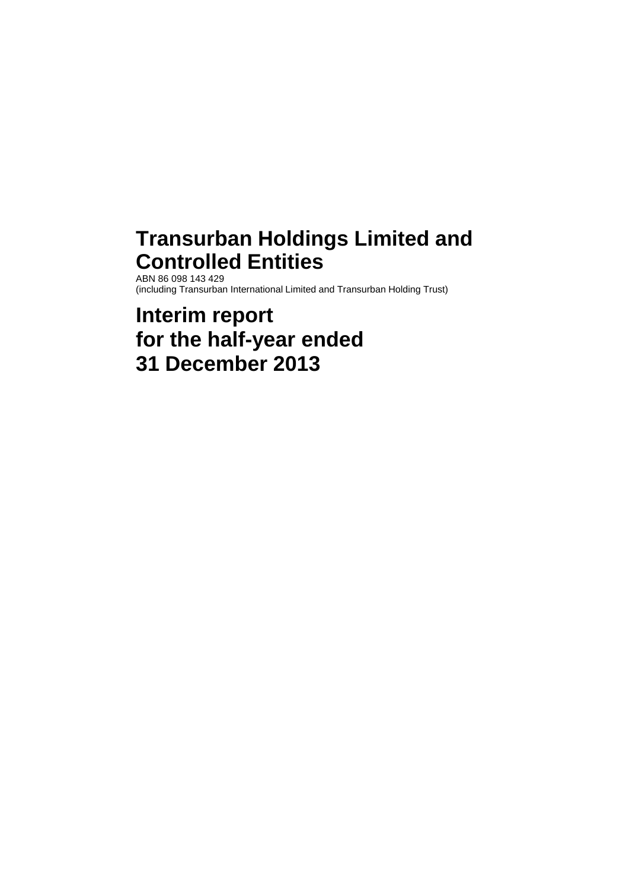# Transurban Holdings Limited and Controlled Entities

ABN 86 098 143 429
(including Transurban International Limited and Transurban Holding Trust)

# Interim report for the half-year ended 31 December 2013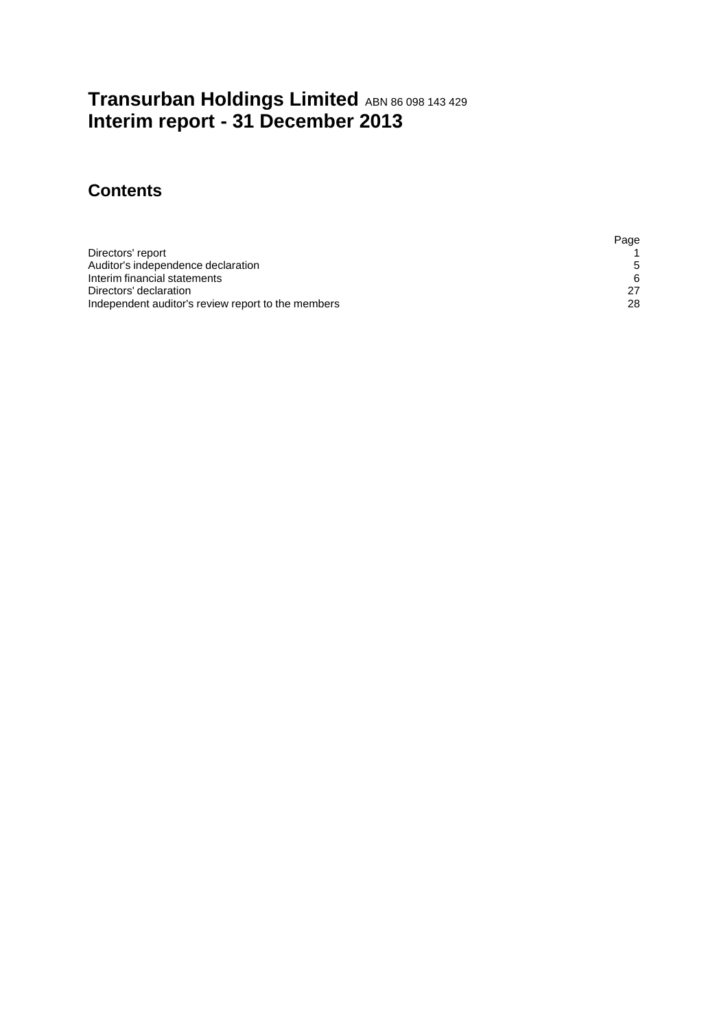# Transurban Holdings Limited ABN 86 098 143 429
# Interim report - 31 December 2013

## Contents

| | Page |
|---|---|
| Directors' report | 1 |
| Auditor's independence declaration | 5 |
| Interim financial statements | 6 |
| Directors' declaration | 27 |
| Independent auditor's review report to the members | 28 |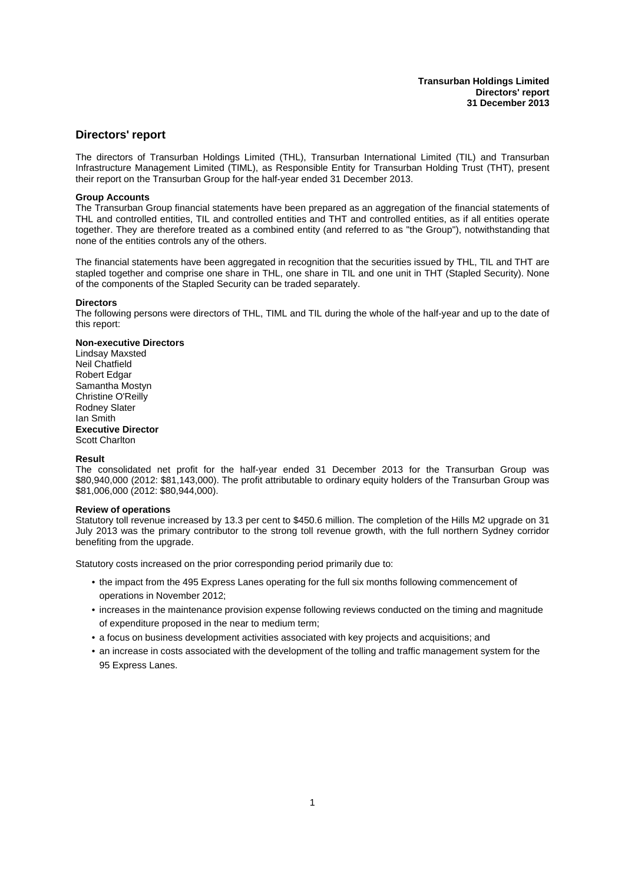# Directors' report

The directors of Transurban Holdings Limited (THL), Transurban International Limited (TIL) and Transurban Infrastructure Management Limited (TIML), as Responsible Entity for Transurban Holding Trust (THT), present their report on the Transurban Group for the half-year ended 31 December 2013.

**Group Accounts**

The Transurban Group financial statements have been prepared as an aggregation of the financial statements of THL and controlled entities, TIL and controlled entities and THT and controlled entities, as if all entities operate together. They are therefore treated as a combined entity (and referred to as "the Group"), notwithstanding that none of the entities controls any of the others.

The financial statements have been aggregated in recognition that the securities issued by THL, TIL and THT are stapled together and comprise one share in THL, one share in TIL and one unit in THT (Stapled Security). None of the components of the Stapled Security can be traded separately.

**Directors**

The following persons were directors of THL, TIML and TIL during the whole of the half-year and up to the date of this report:

**Non-executive Directors**

Lindsay Maxsted
Neil Chatfield
Robert Edgar
Samantha Mostyn
Christine O'Reilly
Rodney Slater
Ian Smith

**Executive Director**

Scott Charlton

**Result**

The consolidated net profit for the half-year ended 31 December 2013 for the Transurban Group was $80,940,000 (2012: $81,143,000). The profit attributable to ordinary equity holders of the Transurban Group was $81,006,000 (2012: $80,944,000).

**Review of operations**

Statutory toll revenue increased by 13.3 per cent to $450.6 million. The completion of the Hills M2 upgrade on 31 July 2013 was the primary contributor to the strong toll revenue growth, with the full northern Sydney corridor benefiting from the upgrade.

Statutory costs increased on the prior corresponding period primarily due to:

- the impact from the 495 Express Lanes operating for the full six months following commencement of operations in November 2012;
- increases in the maintenance provision expense following reviews conducted on the timing and magnitude of expenditure proposed in the near to medium term;
- a focus on business development activities associated with key projects and acquisitions; and
- an increase in costs associated with the development of the tolling and traffic management system for the 95 Express Lanes.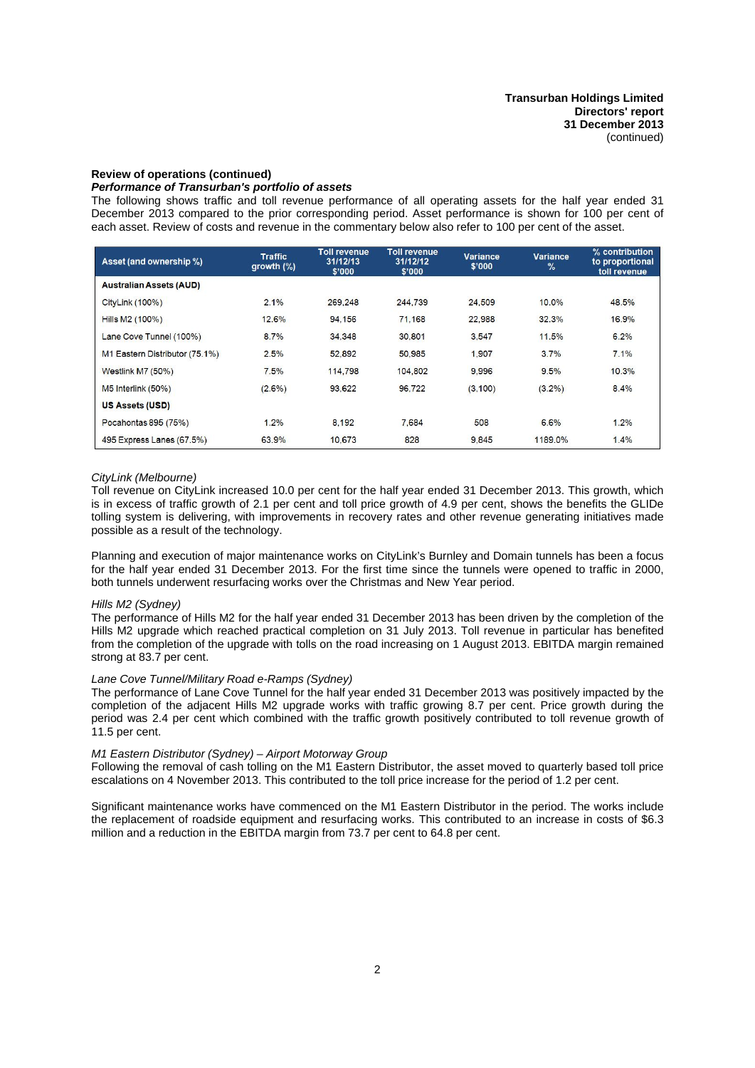## Review of operations (continued)

### *Performance of Transurban's portfolio of assets*

The following shows traffic and toll revenue performance of all operating assets for the half year ended 31 December 2013 compared to the prior corresponding period. Asset performance is shown for 100 per cent of each asset. Review of costs and revenue in the commentary below also refer to 100 per cent of the asset.

| Asset (and ownership %) | Traffic growth (%) | Toll revenue 31/12/13 $'000 | Toll revenue 31/12/12 $'000 | Variance $'000 | Variance % | % contribution to proportional toll revenue |
|---|---|---|---|---|---|---|
| **Australian Assets (AUD)** | | | | | | |
| CityLink (100%) | 2.1% | 269,248 | 244,739 | 24,509 | 10.0% | 48.5% |
| Hills M2 (100%) | 12.6% | 94,156 | 71,168 | 22,988 | 32.3% | 16.9% |
| Lane Cove Tunnel (100%) | 8.7% | 34,348 | 30,801 | 3,547 | 11.5% | 6.2% |
| M1 Eastern Distributor (75.1%) | 2.5% | 52,892 | 50,985 | 1,907 | 3.7% | 7.1% |
| Westlink M7 (50%) | 7.5% | 114,798 | 104,802 | 9,996 | 9.5% | 10.3% |
| M5 Interlink (50%) | (2.6%) | 93,622 | 96,722 | (3,100) | (3.2%) | 8.4% |
| **US Assets (USD)** | | | | | | |
| Pocahontas 895 (75%) | 1.2% | 8,192 | 7,684 | 508 | 6.6% | 1.2% |
| 495 Express Lanes (67.5%) | 63.9% | 10,673 | 828 | 9,845 | 1189.0% | 1.4% |

*CityLink (Melbourne)*

Toll revenue on CityLink increased 10.0 per cent for the half year ended 31 December 2013. This growth, which is in excess of traffic growth of 2.1 per cent and toll price growth of 4.9 per cent, shows the benefits the GLIDe tolling system is delivering, with improvements in recovery rates and other revenue generating initiatives made possible as a result of the technology.

Planning and execution of major maintenance works on CityLink's Burnley and Domain tunnels has been a focus for the half year ended 31 December 2013. For the first time since the tunnels were opened to traffic in 2000, both tunnels underwent resurfacing works over the Christmas and New Year period.

*Hills M2 (Sydney)*

The performance of Hills M2 for the half year ended 31 December 2013 has been driven by the completion of the Hills M2 upgrade which reached practical completion on 31 July 2013. Toll revenue in particular has benefited from the completion of the upgrade with tolls on the road increasing on 1 August 2013. EBITDA margin remained strong at 83.7 per cent.

*Lane Cove Tunnel/Military Road e-Ramps (Sydney)*

The performance of Lane Cove Tunnel for the half year ended 31 December 2013 was positively impacted by the completion of the adjacent Hills M2 upgrade works with traffic growing 8.7 per cent. Price growth during the period was 2.4 per cent which combined with the traffic growth positively contributed to toll revenue growth of 11.5 per cent.

*M1 Eastern Distributor (Sydney) – Airport Motorway Group*

Following the removal of cash tolling on the M1 Eastern Distributor, the asset moved to quarterly based toll price escalations on 4 November 2013. This contributed to the toll price increase for the period of 1.2 per cent.

Significant maintenance works have commenced on the M1 Eastern Distributor in the period. The works include the replacement of roadside equipment and resurfacing works. This contributed to an increase in costs of $6.3 million and a reduction in the EBITDA margin from 73.7 per cent to 64.8 per cent.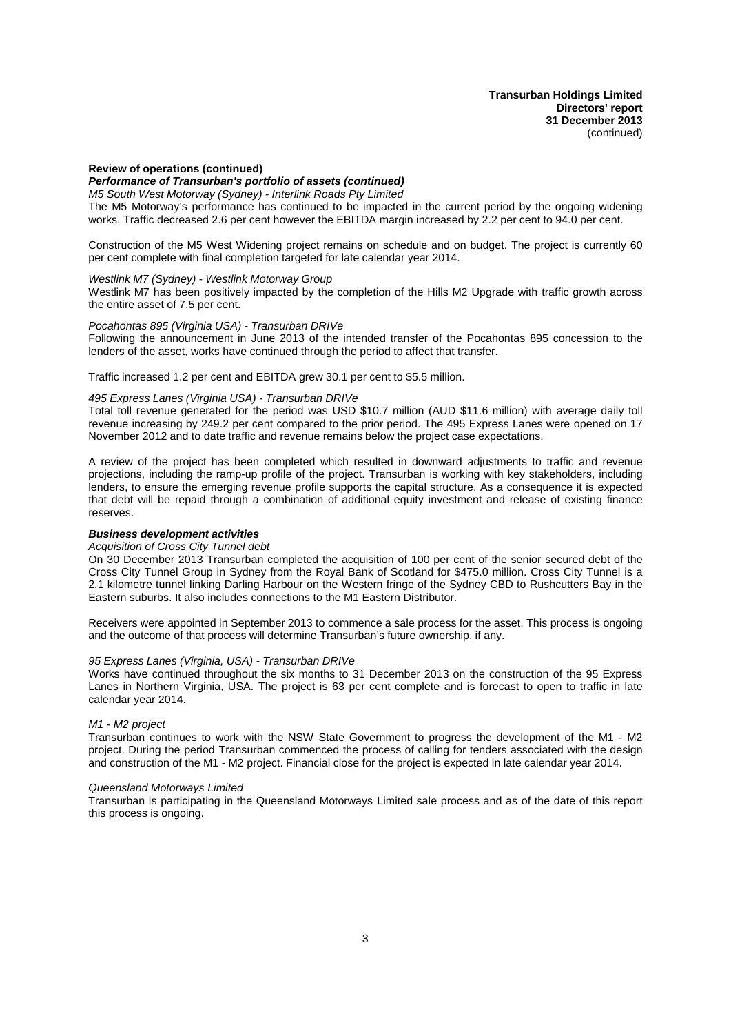**Review of operations (continued)**

***Performance of Transurban's portfolio of assets (continued)***

*M5 South West Motorway (Sydney) - Interlink Roads Pty Limited*

The M5 Motorway's performance has continued to be impacted in the current period by the ongoing widening works. Traffic decreased 2.6 per cent however the EBITDA margin increased by 2.2 per cent to 94.0 per cent.

Construction of the M5 West Widening project remains on schedule and on budget. The project is currently 60 per cent complete with final completion targeted for late calendar year 2014.

*Westlink M7 (Sydney) - Westlink Motorway Group*

Westlink M7 has been positively impacted by the completion of the Hills M2 Upgrade with traffic growth across the entire asset of 7.5 per cent.

*Pocahontas 895 (Virginia USA) - Transurban DRIVe*

Following the announcement in June 2013 of the intended transfer of the Pocahontas 895 concession to the lenders of the asset, works have continued through the period to affect that transfer.

Traffic increased 1.2 per cent and EBITDA grew 30.1 per cent to $5.5 million.

*495 Express Lanes (Virginia USA) - Transurban DRIVe*

Total toll revenue generated for the period was USD $10.7 million (AUD $11.6 million) with average daily toll revenue increasing by 249.2 per cent compared to the prior period. The 495 Express Lanes were opened on 17 November 2012 and to date traffic and revenue remains below the project case expectations.

A review of the project has been completed which resulted in downward adjustments to traffic and revenue projections, including the ramp-up profile of the project. Transurban is working with key stakeholders, including lenders, to ensure the emerging revenue profile supports the capital structure. As a consequence it is expected that debt will be repaid through a combination of additional equity investment and release of existing finance reserves.

***Business development activities***

*Acquisition of Cross City Tunnel debt*

On 30 December 2013 Transurban completed the acquisition of 100 per cent of the senior secured debt of the Cross City Tunnel Group in Sydney from the Royal Bank of Scotland for $475.0 million. Cross City Tunnel is a 2.1 kilometre tunnel linking Darling Harbour on the Western fringe of the Sydney CBD to Rushcutters Bay in the Eastern suburbs. It also includes connections to the M1 Eastern Distributor.

Receivers were appointed in September 2013 to commence a sale process for the asset. This process is ongoing and the outcome of that process will determine Transurban's future ownership, if any.

*95 Express Lanes (Virginia, USA) - Transurban DRIVe*

Works have continued throughout the six months to 31 December 2013 on the construction of the 95 Express Lanes in Northern Virginia, USA. The project is 63 per cent complete and is forecast to open to traffic in late calendar year 2014.

*M1 - M2 project*

Transurban continues to work with the NSW State Government to progress the development of the M1 - M2 project. During the period Transurban commenced the process of calling for tenders associated with the design and construction of the M1 - M2 project. Financial close for the project is expected in late calendar year 2014.

*Queensland Motorways Limited*

Transurban is participating in the Queensland Motorways Limited sale process and as of the date of this report this process is ongoing.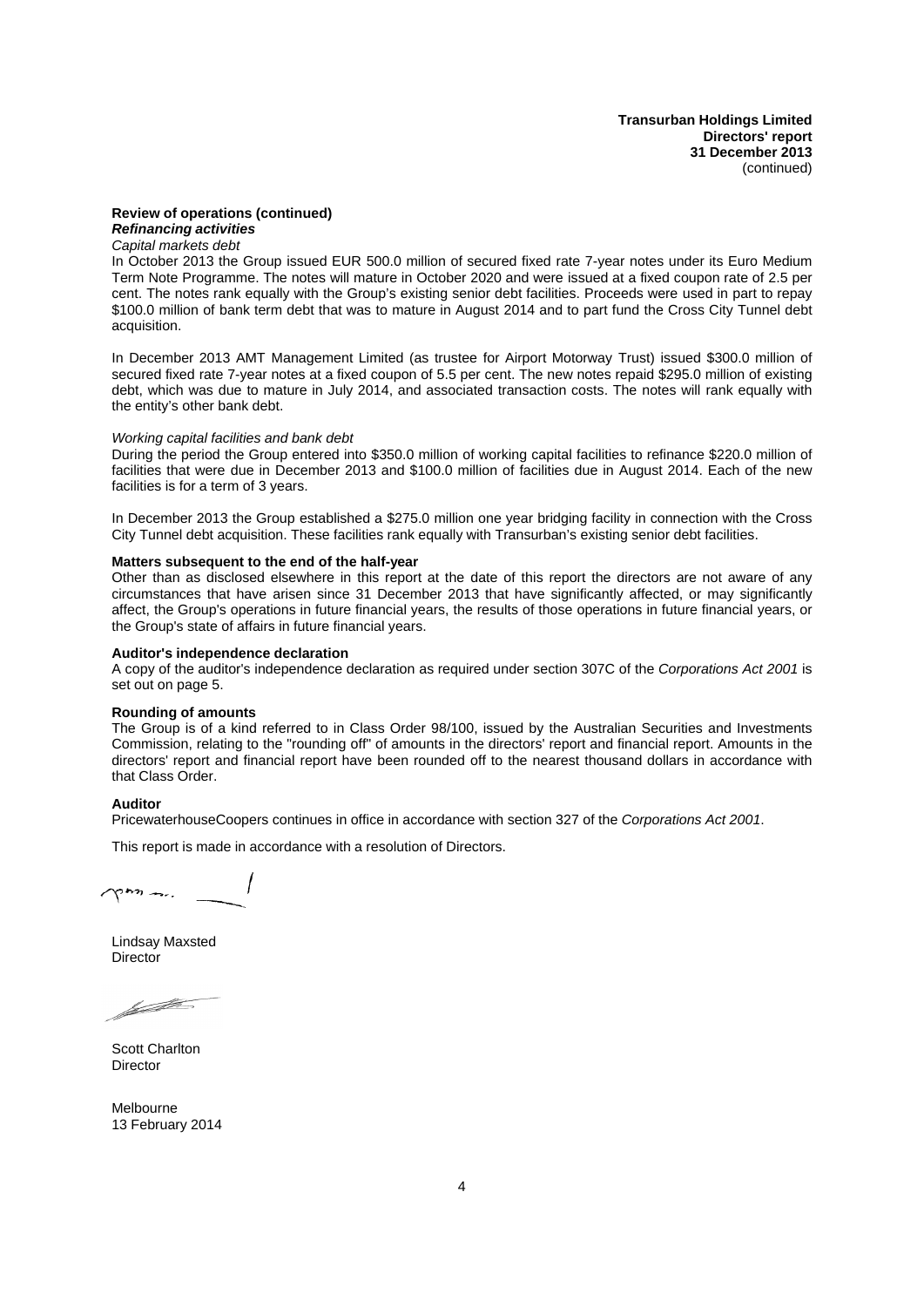**Review of operations (continued)**

***Refinancing activities***

*Capital markets debt*

In October 2013 the Group issued EUR 500.0 million of secured fixed rate 7-year notes under its Euro Medium Term Note Programme. The notes will mature in October 2020 and were issued at a fixed coupon rate of 2.5 per cent. The notes rank equally with the Group's existing senior debt facilities. Proceeds were used in part to repay $100.0 million of bank term debt that was to mature in August 2014 and to part fund the Cross City Tunnel debt acquisition.

In December 2013 AMT Management Limited (as trustee for Airport Motorway Trust) issued $300.0 million of secured fixed rate 7-year notes at a fixed coupon of 5.5 per cent. The new notes repaid $295.0 million of existing debt, which was due to mature in July 2014, and associated transaction costs. The notes will rank equally with the entity's other bank debt.

*Working capital facilities and bank debt*

During the period the Group entered into $350.0 million of working capital facilities to refinance $220.0 million of facilities that were due in December 2013 and $100.0 million of facilities due in August 2014. Each of the new facilities is for a term of 3 years.

In December 2013 the Group established a $275.0 million one year bridging facility in connection with the Cross City Tunnel debt acquisition. These facilities rank equally with Transurban's existing senior debt facilities.

**Matters subsequent to the end of the half-year**

Other than as disclosed elsewhere in this report at the date of this report the directors are not aware of any circumstances that have arisen since 31 December 2013 that have significantly affected, or may significantly affect, the Group's operations in future financial years, the results of those operations in future financial years, or the Group's state of affairs in future financial years.

**Auditor's independence declaration**

A copy of the auditor's independence declaration as required under section 307C of the *Corporations Act 2001* is set out on page 5.

**Rounding of amounts**

The Group is of a kind referred to in Class Order 98/100, issued by the Australian Securities and Investments Commission, relating to the "rounding off" of amounts in the directors' report and financial report. Amounts in the directors' report and financial report have been rounded off to the nearest thousand dollars in accordance with that Class Order.

**Auditor**

PricewaterhouseCoopers continues in office in accordance with section 327 of the *Corporations Act 2001*.

This report is made in accordance with a resolution of Directors.

Lindsay Maxsted
Director

Scott Charlton
Director

Melbourne
13 February 2014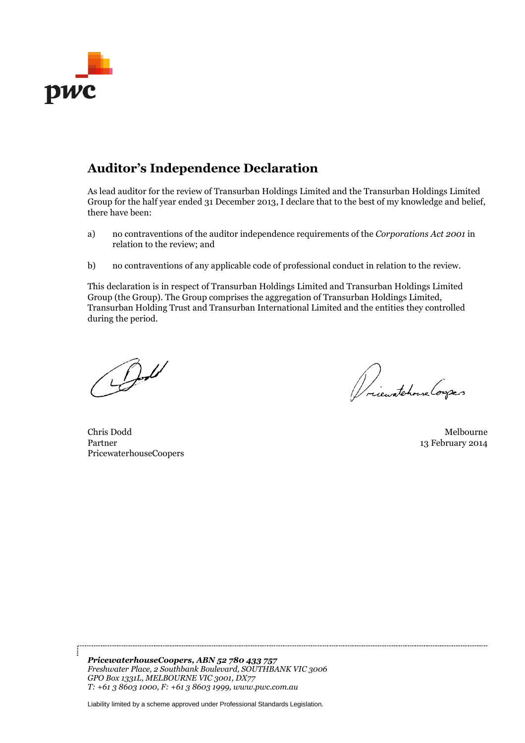# Auditor's Independence Declaration

As lead auditor for the review of Transurban Holdings Limited and the Transurban Holdings Limited Group for the half year ended 31 December 2013, I declare that to the best of my knowledge and belief, there have been:

a) no contraventions of the auditor independence requirements of the *Corporations Act 2001* in relation to the review; and

b) no contraventions of any applicable code of professional conduct in relation to the review.

This declaration is in respect of Transurban Holdings Limited and Transurban Holdings Limited Group (the Group). The Group comprises the aggregation of Transurban Holdings Limited, Transurban Holding Trust and Transurban International Limited and the entities they controlled during the period.

Chris Dodd
Partner
PricewaterhouseCoopers

Melbourne
13 February 2014

***PricewaterhouseCoopers, ABN 52 780 433 757***
*Freshwater Place, 2 Southbank Boulevard, SOUTHBANK VIC 3006*
*GPO Box 1331L, MELBOURNE VIC 3001, DX77*
*T: +61 3 8603 1000, F: +61 3 8603 1999, www.pwc.com.au*

Liability limited by a scheme approved under Professional Standards Legislation.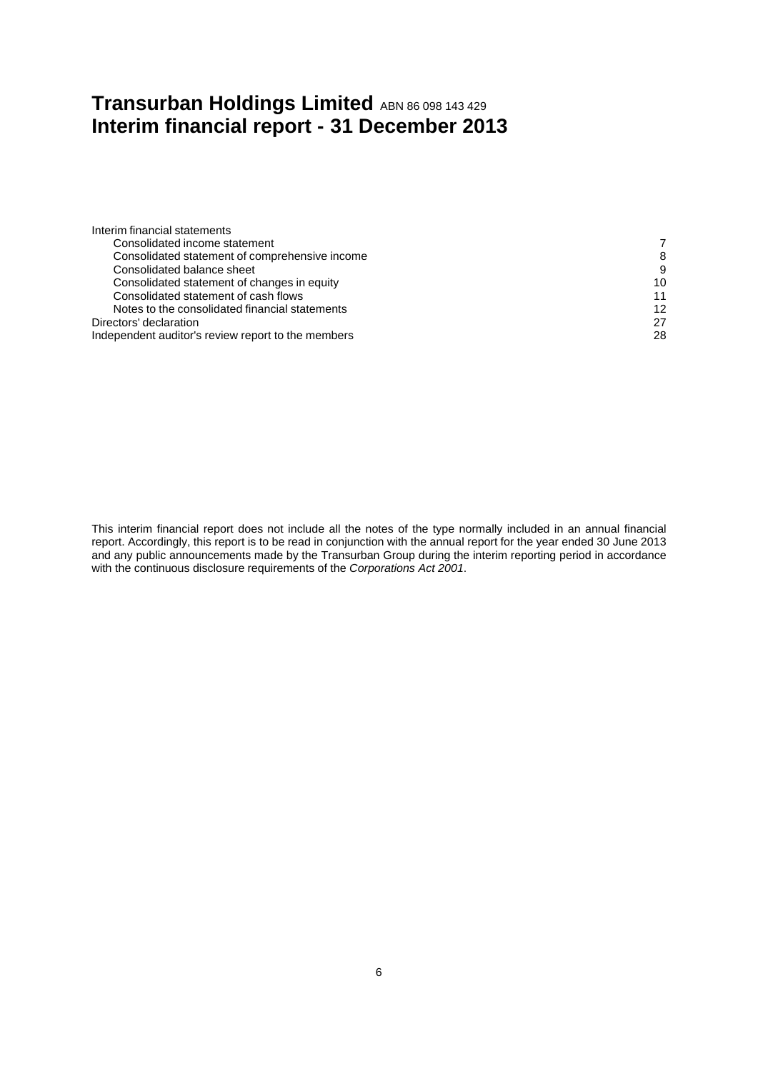# Transurban Holdings Limited ABN 86 098 143 429
# Interim financial report - 31 December 2013

| | |
|---|---|
| Interim financial statements | |
| Consolidated income statement | 7 |
| Consolidated statement of comprehensive income | 8 |
| Consolidated balance sheet | 9 |
| Consolidated statement of changes in equity | 10 |
| Consolidated statement of cash flows | 11 |
| Notes to the consolidated financial statements | 12 |
| Directors' declaration | 27 |
| Independent auditor's review report to the members | 28 |

This interim financial report does not include all the notes of the type normally included in an annual financial report. Accordingly, this report is to be read in conjunction with the annual report for the year ended 30 June 2013 and any public announcements made by the Transurban Group during the interim reporting period in accordance with the continuous disclosure requirements of the *Corporations Act 2001*.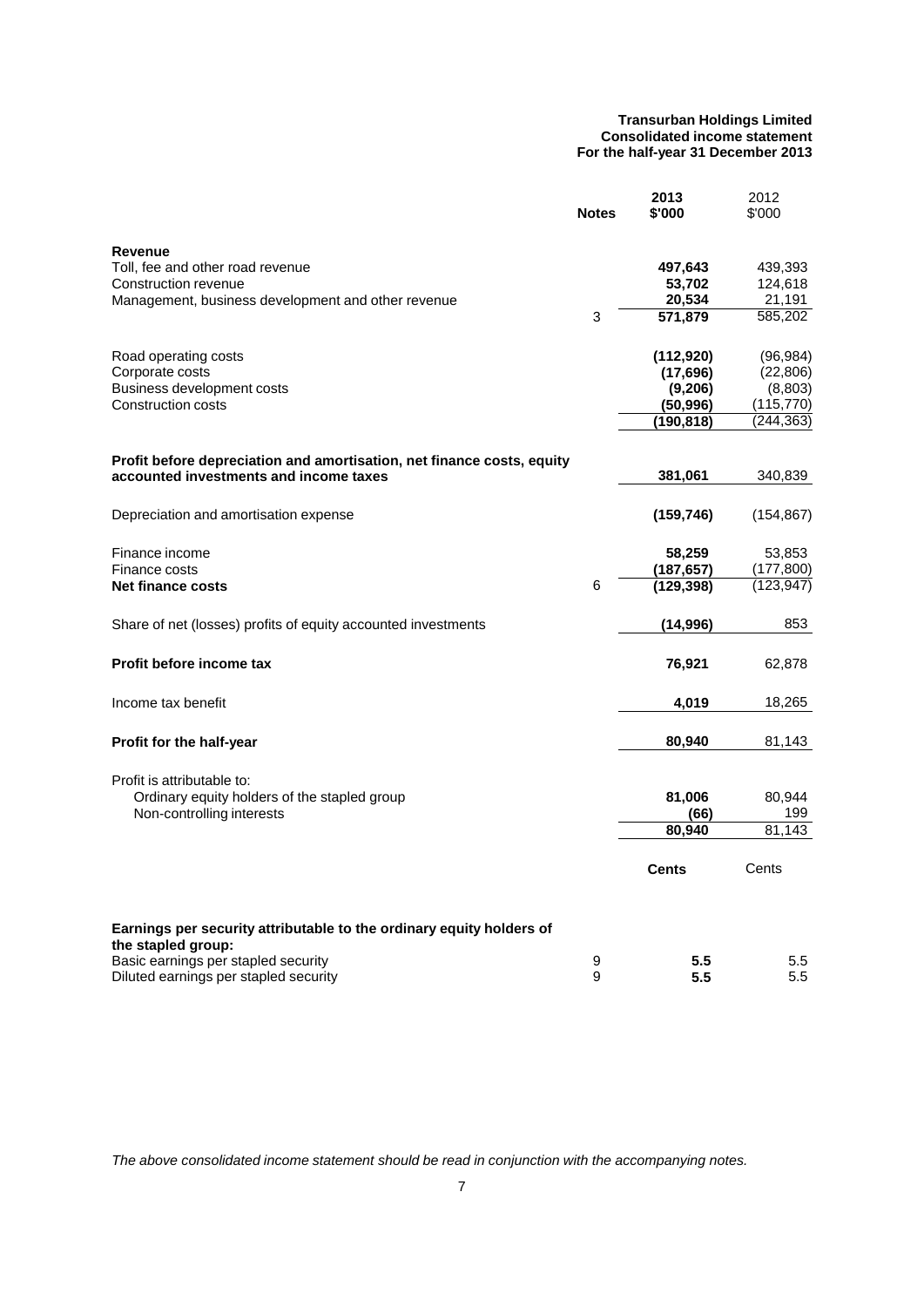**Transurban Holdings Limited**
**Consolidated income statement**
**For the half-year 31 December 2013**

| | Notes | 2013 $'000 | 2012 $'000 |
|---|---|---|---|
| **Revenue** | | | |
| Toll, fee and other road revenue | | **497,643** | 439,393 |
| Construction revenue | | **53,702** | 124,618 |
| Management, business development and other revenue | | **20,534** | 21,191 |
| | 3 | **571,879** | 585,202 |
| Road operating costs | | **(112,920)** | (96,984) |
| Corporate costs | | **(17,696)** | (22,806) |
| Business development costs | | **(9,206)** | (8,803) |
| Construction costs | | **(50,996)** | (115,770) |
| | | **(190,818)** | (244,363) |
| **Profit before depreciation and amortisation, net finance costs, equity accounted investments and income taxes** | | **381,061** | 340,839 |
| Depreciation and amortisation expense | | **(159,746)** | (154,867) |
| Finance income | | **58,259** | 53,853 |
| Finance costs | | **(187,657)** | (177,800) |
| **Net finance costs** | 6 | **(129,398)** | (123,947) |
| Share of net (losses) profits of equity accounted investments | | **(14,996)** | 853 |
| **Profit before income tax** | | **76,921** | 62,878 |
| Income tax benefit | | **4,019** | 18,265 |
| **Profit for the half-year** | | **80,940** | 81,143 |
| Profit is attributable to: | | | |
| Ordinary equity holders of the stapled group | | **81,006** | 80,944 |
| Non-controlling interests | | **(66)** | 199 |
| | | **80,940** | 81,143 |
| | | **Cents** | Cents |
| **Earnings per security attributable to the ordinary equity holders of the stapled group:** | | | |
| Basic earnings per stapled security | 9 | **5.5** | 5.5 |
| Diluted earnings per stapled security | 9 | **5.5** | 5.5 |

*The above consolidated income statement should be read in conjunction with the accompanying notes.*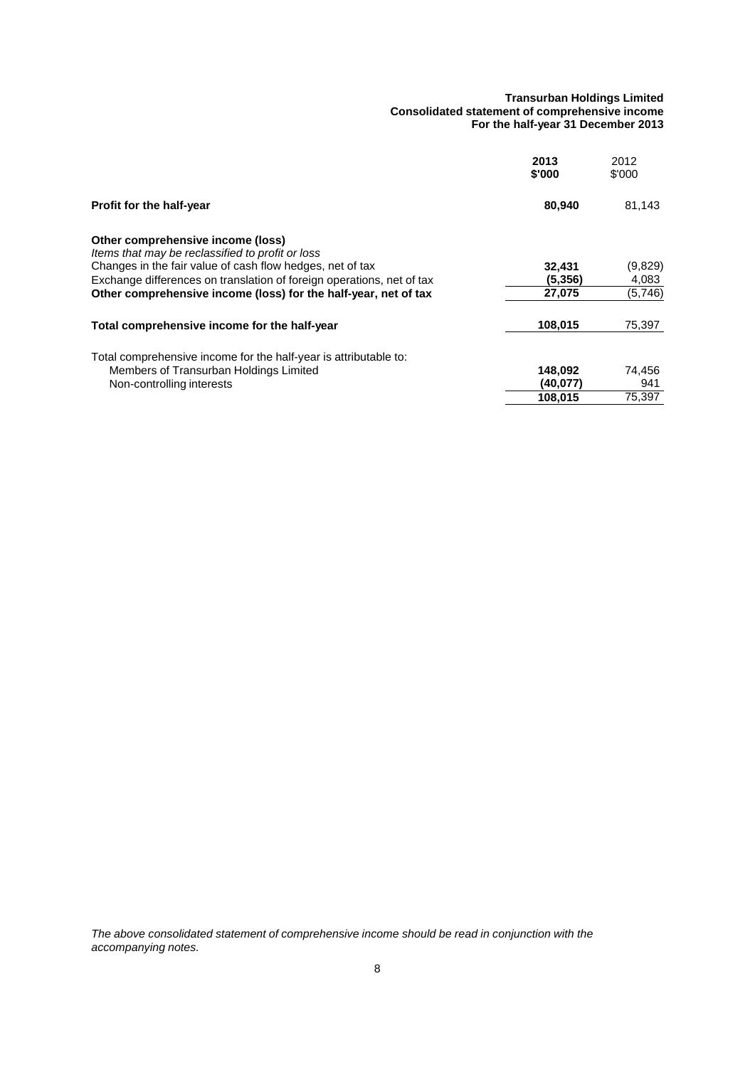**Transurban Holdings Limited**
**Consolidated statement of comprehensive income**
**For the half-year 31 December 2013**

| | **2013 $'000** | 2012 $'000 |
|---|---|---|
| **Profit for the half-year** | **80,940** | 81,143 |
| | | |
| **Other comprehensive income (loss)** | | |
| *Items that may be reclassified to profit or loss* | | |
| Changes in the fair value of cash flow hedges, net of tax | **32,431** | (9,829) |
| Exchange differences on translation of foreign operations, net of tax | **(5,356)** | 4,083 |
| **Other comprehensive income (loss) for the half-year, net of tax** | **27,075** | (5,746) |
| | | |
| **Total comprehensive income for the half-year** | **108,015** | 75,397 |
| | | |
| Total comprehensive income for the half-year is attributable to: | | |
| Members of Transurban Holdings Limited | **148,092** | 74,456 |
| Non-controlling interests | **(40,077)** | 941 |
| | **108,015** | 75,397 |

*The above consolidated statement of comprehensive income should be read in conjunction with the accompanying notes.*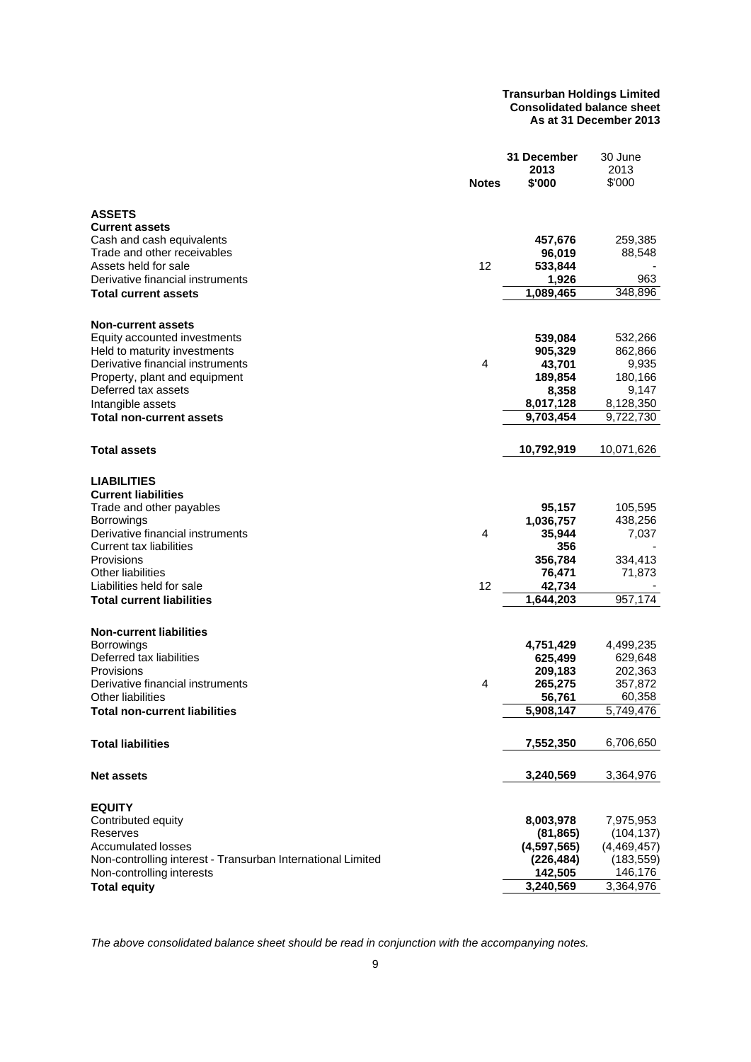**Transurban Holdings Limited**
**Consolidated balance sheet**
**As at 31 December 2013**

| | Notes | 31 December 2013 $'000 | 30 June 2013 $'000 |
|---|---|---|---|
| **ASSETS** | | | |
| **Current assets** | | | |
| Cash and cash equivalents | | **457,676** | 259,385 |
| Trade and other receivables | | **96,019** | 88,548 |
| Assets held for sale | 12 | **533,844** | - |
| Derivative financial instruments | | **1,926** | 963 |
| **Total current assets** | | **1,089,465** | 348,896 |
| | | | |
| **Non-current assets** | | | |
| Equity accounted investments | | **539,084** | 532,266 |
| Held to maturity investments | | **905,329** | 862,866 |
| Derivative financial instruments | 4 | **43,701** | 9,935 |
| Property, plant and equipment | | **189,854** | 180,166 |
| Deferred tax assets | | **8,358** | 9,147 |
| Intangible assets | | **8,017,128** | 8,128,350 |
| **Total non-current assets** | | **9,703,454** | 9,722,730 |
| | | | |
| **Total assets** | | **10,792,919** | 10,071,626 |
| | | | |
| **LIABILITIES** | | | |
| **Current liabilities** | | | |
| Trade and other payables | | **95,157** | 105,595 |
| Borrowings | | **1,036,757** | 438,256 |
| Derivative financial instruments | 4 | **35,944** | 7,037 |
| Current tax liabilities | | **356** | - |
| Provisions | | **356,784** | 334,413 |
| Other liabilities | | **76,471** | 71,873 |
| Liabilities held for sale | 12 | **42,734** | - |
| **Total current liabilities** | | **1,644,203** | 957,174 |
| | | | |
| **Non-current liabilities** | | | |
| Borrowings | | **4,751,429** | 4,499,235 |
| Deferred tax liabilities | | **625,499** | 629,648 |
| Provisions | | **209,183** | 202,363 |
| Derivative financial instruments | 4 | **265,275** | 357,872 |
| Other liabilities | | **56,761** | 60,358 |
| **Total non-current liabilities** | | **5,908,147** | 5,749,476 |
| | | | |
| **Total liabilities** | | **7,552,350** | 6,706,650 |
| | | | |
| **Net assets** | | **3,240,569** | 3,364,976 |
| | | | |
| **EQUITY** | | | |
| Contributed equity | | **8,003,978** | 7,975,953 |
| Reserves | | **(81,865)** | (104,137) |
| Accumulated losses | | **(4,597,565)** | (4,469,457) |
| Non-controlling interest - Transurban International Limited | | **(226,484)** | (183,559) |
| Non-controlling interests | | **142,505** | 146,176 |
| **Total equity** | | **3,240,569** | 3,364,976 |

*The above consolidated balance sheet should be read in conjunction with the accompanying notes.*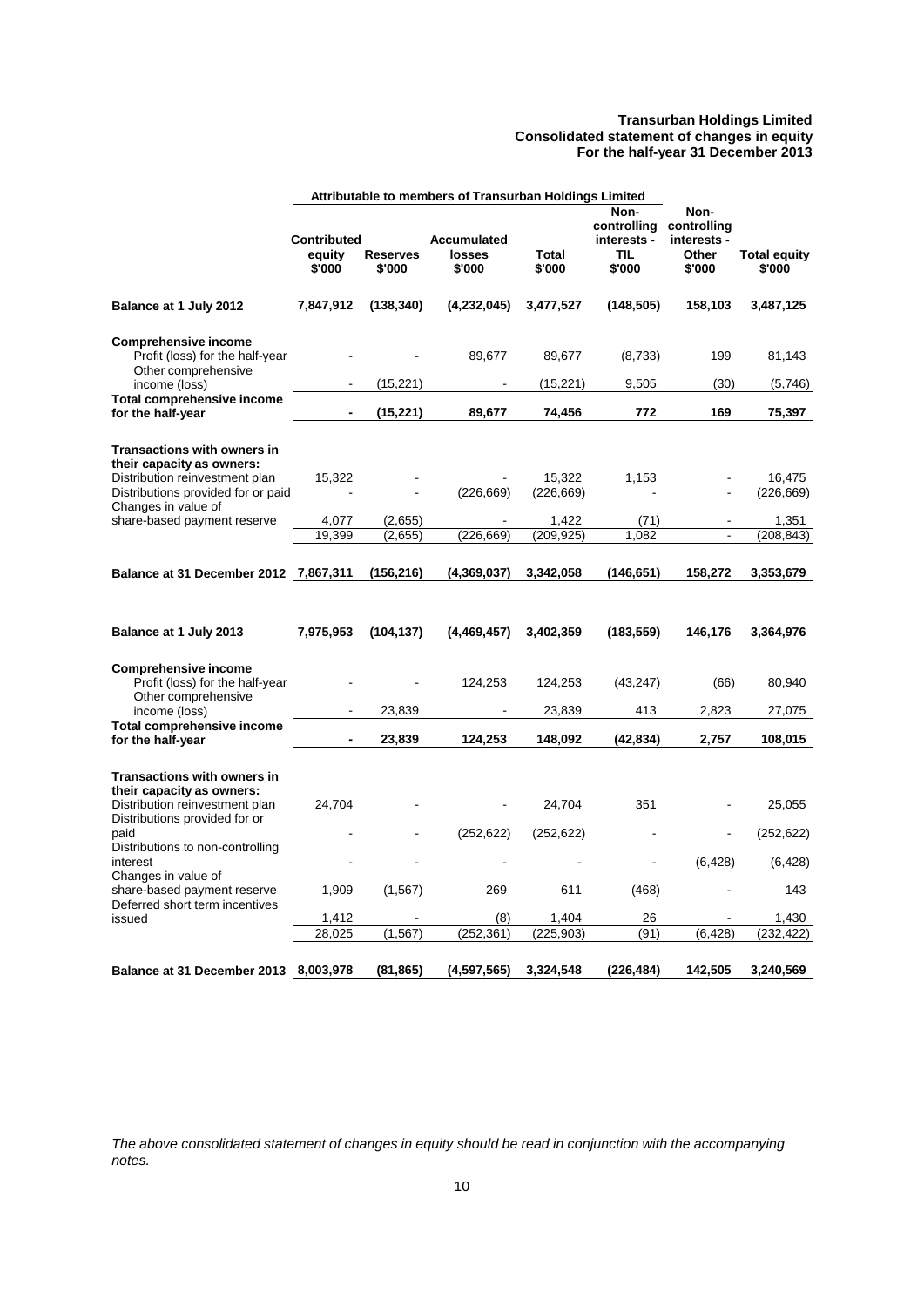**Transurban Holdings Limited**
**Consolidated statement of changes in equity**
**For the half-year 31 December 2013**

| | Attributable to members of Transurban Holdings Limited | | | | | | |
|---|---|---|---|---|---|---|---|
| | Contributed equity $'000 | Reserves $'000 | Accumulated losses $'000 | Total $'000 | Non-controlling interests - TIL $'000 | Non-controlling interests - Other $'000 | Total equity $'000 |
| **Balance at 1 July 2012** | **7,847,912** | **(138,340)** | **(4,232,045)** | **3,477,527** | **(148,505)** | **158,103** | **3,487,125** |
| **Comprehensive income** | | | | | | | |
| Profit (loss) for the half-year | - | - | 89,677 | 89,677 | (8,733) | 199 | 81,143 |
| Other comprehensive income (loss) | - | (15,221) | - | (15,221) | 9,505 | (30) | (5,746) |
| **Total comprehensive income for the half-year** | **-** | **(15,221)** | **89,677** | **74,456** | **772** | **169** | **75,397** |
| **Transactions with owners in their capacity as owners:** | | | | | | | |
| Distribution reinvestment plan | 15,322 | - | - | 15,322 | 1,153 | - | 16,475 |
| Distributions provided for or paid | - | - | (226,669) | (226,669) | - | - | (226,669) |
| Changes in value of share-based payment reserve | 4,077 | (2,655) | - | 1,422 | (71) | - | 1,351 |
| | 19,399 | (2,655) | (226,669) | (209,925) | 1,082 | - | (208,843) |
| **Balance at 31 December 2012** | **7,867,311** | **(156,216)** | **(4,369,037)** | **3,342,058** | **(146,651)** | **158,272** | **3,353,679** |
| **Balance at 1 July 2013** | **7,975,953** | **(104,137)** | **(4,469,457)** | **3,402,359** | **(183,559)** | **146,176** | **3,364,976** |
| **Comprehensive income** | | | | | | | |
| Profit (loss) for the half-year | - | - | 124,253 | 124,253 | (43,247) | (66) | 80,940 |
| Other comprehensive income (loss) | - | 23,839 | - | 23,839 | 413 | 2,823 | 27,075 |
| **Total comprehensive income for the half-year** | **-** | **23,839** | **124,253** | **148,092** | **(42,834)** | **2,757** | **108,015** |
| **Transactions with owners in their capacity as owners:** | | | | | | | |
| Distribution reinvestment plan | 24,704 | - | - | 24,704 | 351 | - | 25,055 |
| Distributions provided for or paid | - | - | (252,622) | (252,622) | - | - | (252,622) |
| Distributions to non-controlling interest | - | - | - | - | - | (6,428) | (6,428) |
| Changes in value of share-based payment reserve | 1,909 | (1,567) | 269 | 611 | (468) | - | 143 |
| Deferred short term incentives issued | 1,412 | - | (8) | 1,404 | 26 | - | 1,430 |
| | 28,025 | (1,567) | (252,361) | (225,903) | (91) | (6,428) | (232,422) |
| **Balance at 31 December 2013** | **8,003,978** | **(81,865)** | **(4,597,565)** | **3,324,548** | **(226,484)** | **142,505** | **3,240,569** |

*The above consolidated statement of changes in equity should be read in conjunction with the accompanying notes.*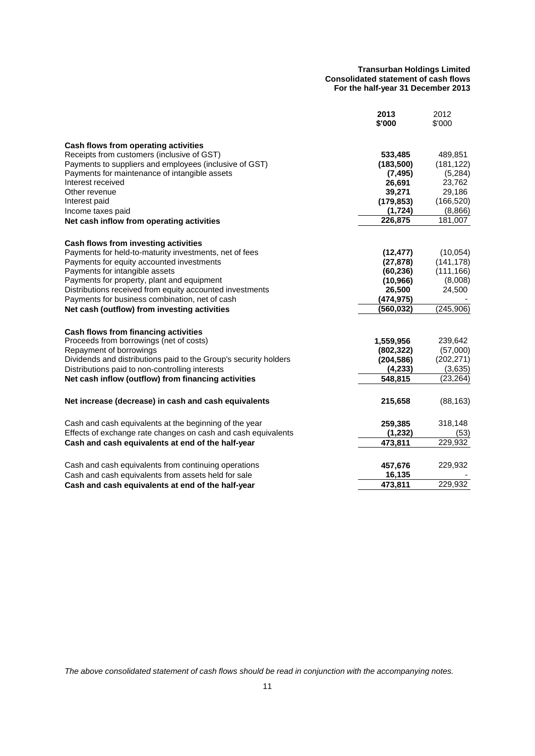**Transurban Holdings Limited**
**Consolidated statement of cash flows**
**For the half-year 31 December 2013**

| | 2013 $'000 | 2012 $'000 |
|---|---|---|
| **Cash flows from operating activities** | | |
| Receipts from customers (inclusive of GST) | **533,485** | 489,851 |
| Payments to suppliers and employees (inclusive of GST) | **(183,500)** | (181,122) |
| Payments for maintenance of intangible assets | **(7,495)** | (5,284) |
| Interest received | **26,691** | 23,762 |
| Other revenue | **39,271** | 29,186 |
| Interest paid | **(179,853)** | (166,520) |
| Income taxes paid | **(1,724)** | (8,866) |
| **Net cash inflow from operating activities** | **226,875** | 181,007 |
| | | |
| **Cash flows from investing activities** | | |
| Payments for held-to-maturity investments, net of fees | **(12,477)** | (10,054) |
| Payments for equity accounted investments | **(27,878)** | (141,178) |
| Payments for intangible assets | **(60,236)** | (111,166) |
| Payments for property, plant and equipment | **(10,966)** | (8,008) |
| Distributions received from equity accounted investments | **26,500** | 24,500 |
| Payments for business combination, net of cash | **(474,975)** | - |
| **Net cash (outflow) from investing activities** | **(560,032)** | (245,906) |
| | | |
| **Cash flows from financing activities** | | |
| Proceeds from borrowings (net of costs) | **1,559,956** | 239,642 |
| Repayment of borrowings | **(802,322)** | (57,000) |
| Dividends and distributions paid to the Group's security holders | **(204,586)** | (202,271) |
| Distributions paid to non-controlling interests | **(4,233)** | (3,635) |
| **Net cash inflow (outflow) from financing activities** | **548,815** | (23,264) |
| | | |
| **Net increase (decrease) in cash and cash equivalents** | **215,658** | (88,163) |
| | | |
| Cash and cash equivalents at the beginning of the year | **259,385** | 318,148 |
| Effects of exchange rate changes on cash and cash equivalents | **(1,232)** | (53) |
| **Cash and cash equivalents at end of the half-year** | **473,811** | 229,932 |
| | | |
| Cash and cash equivalents from continuing operations | **457,676** | 229,932 |
| Cash and cash equivalents from assets held for sale | **16,135** | - |
| **Cash and cash equivalents at end of the half-year** | **473,811** | 229,932 |

*The above consolidated statement of cash flows should be read in conjunction with the accompanying notes.*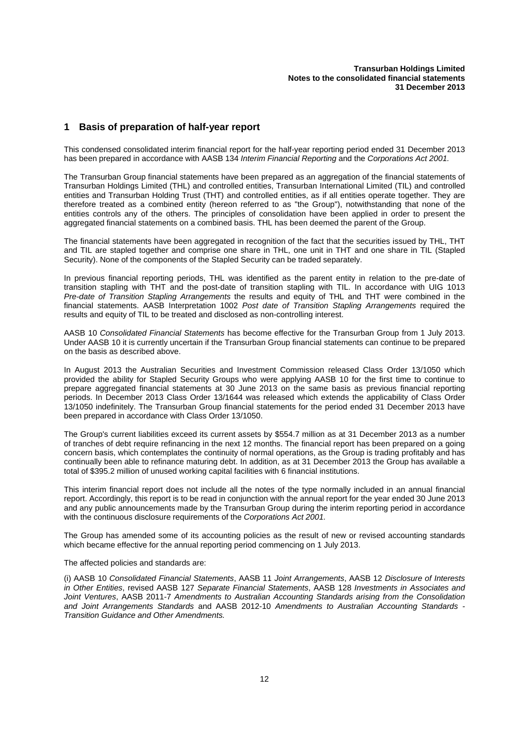## 1 Basis of preparation of half-year report

This condensed consolidated interim financial report for the half-year reporting period ended 31 December 2013 has been prepared in accordance with AASB 134 *Interim Financial Reporting* and the *Corporations Act 2001.*

The Transurban Group financial statements have been prepared as an aggregation of the financial statements of Transurban Holdings Limited (THL) and controlled entities, Transurban International Limited (TIL) and controlled entities and Transurban Holding Trust (THT) and controlled entities, as if all entities operate together. They are therefore treated as a combined entity (hereon referred to as "the Group"), notwithstanding that none of the entities controls any of the others. The principles of consolidation have been applied in order to present the aggregated financial statements on a combined basis. THL has been deemed the parent of the Group.

The financial statements have been aggregated in recognition of the fact that the securities issued by THL, THT and TIL are stapled together and comprise one share in THL, one unit in THT and one share in TIL (Stapled Security). None of the components of the Stapled Security can be traded separately.

In previous financial reporting periods, THL was identified as the parent entity in relation to the pre-date of transition stapling with THT and the post-date of transition stapling with TIL. In accordance with UIG 1013 *Pre-date of Transition Stapling Arrangements* the results and equity of THL and THT were combined in the financial statements. AASB Interpretation 1002 *Post date of Transition Stapling Arrangements* required the results and equity of TIL to be treated and disclosed as non-controlling interest.

AASB 10 *Consolidated Financial Statements* has become effective for the Transurban Group from 1 July 2013. Under AASB 10 it is currently uncertain if the Transurban Group financial statements can continue to be prepared on the basis as described above.

In August 2013 the Australian Securities and Investment Commission released Class Order 13/1050 which provided the ability for Stapled Security Groups who were applying AASB 10 for the first time to continue to prepare aggregated financial statements at 30 June 2013 on the same basis as previous financial reporting periods. In December 2013 Class Order 13/1644 was released which extends the applicability of Class Order 13/1050 indefinitely. The Transurban Group financial statements for the period ended 31 December 2013 have been prepared in accordance with Class Order 13/1050.

The Group's current liabilities exceed its current assets by $554.7 million as at 31 December 2013 as a number of tranches of debt require refinancing in the next 12 months. The financial report has been prepared on a going concern basis, which contemplates the continuity of normal operations, as the Group is trading profitably and has continually been able to refinance maturing debt. In addition, as at 31 December 2013 the Group has available a total of $395.2 million of unused working capital facilities with 6 financial institutions.

This interim financial report does not include all the notes of the type normally included in an annual financial report. Accordingly, this report is to be read in conjunction with the annual report for the year ended 30 June 2013 and any public announcements made by the Transurban Group during the interim reporting period in accordance with the continuous disclosure requirements of the *Corporations Act 2001.*

The Group has amended some of its accounting policies as the result of new or revised accounting standards which became effective for the annual reporting period commencing on 1 July 2013.

The affected policies and standards are:

(i) AASB 10 *Consolidated Financial Statements*, AASB 11 *Joint Arrangements*, AASB 12 *Disclosure of Interests in Other Entities*, revised AASB 127 *Separate Financial Statements*, AASB 128 *Investments in Associates and Joint Ventures*, AASB 2011-7 *Amendments to Australian Accounting Standards arising from the Consolidation and Joint Arrangements Standards* and AASB 2012-10 *Amendments to Australian Accounting Standards - Transition Guidance and Other Amendments.*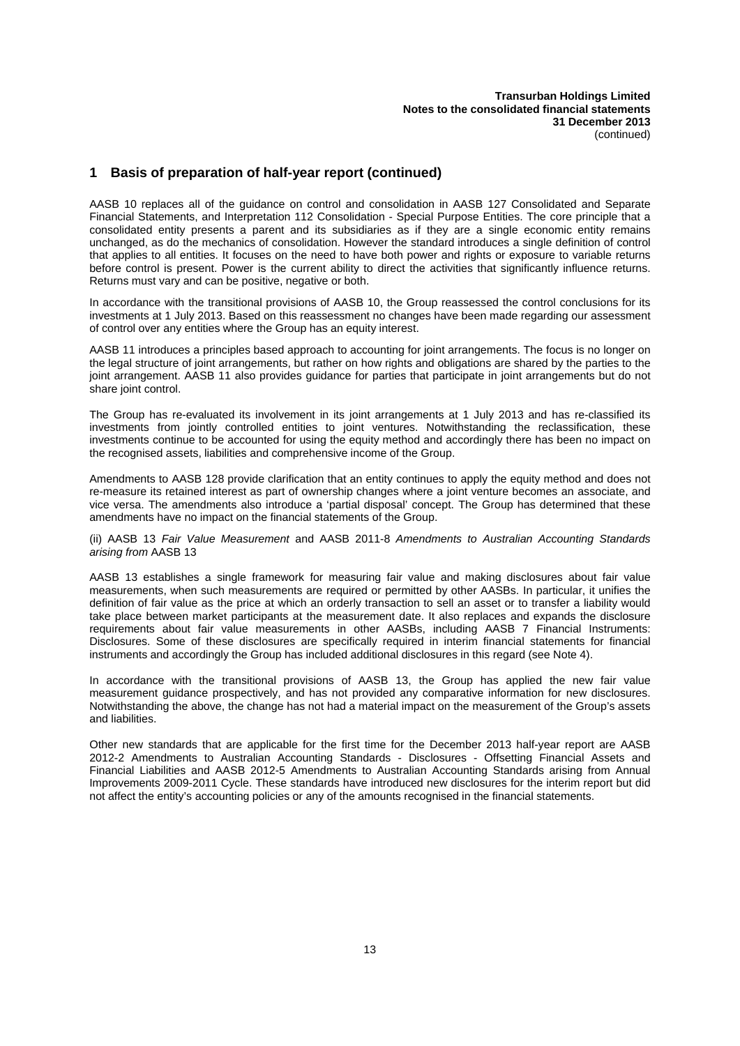## 1 Basis of preparation of half-year report (continued)

AASB 10 replaces all of the guidance on control and consolidation in AASB 127 Consolidated and Separate Financial Statements, and Interpretation 112 Consolidation - Special Purpose Entities. The core principle that a consolidated entity presents a parent and its subsidiaries as if they are a single economic entity remains unchanged, as do the mechanics of consolidation. However the standard introduces a single definition of control that applies to all entities. It focuses on the need to have both power and rights or exposure to variable returns before control is present. Power is the current ability to direct the activities that significantly influence returns. Returns must vary and can be positive, negative or both.

In accordance with the transitional provisions of AASB 10, the Group reassessed the control conclusions for its investments at 1 July 2013. Based on this reassessment no changes have been made regarding our assessment of control over any entities where the Group has an equity interest.

AASB 11 introduces a principles based approach to accounting for joint arrangements. The focus is no longer on the legal structure of joint arrangements, but rather on how rights and obligations are shared by the parties to the joint arrangement. AASB 11 also provides guidance for parties that participate in joint arrangements but do not share joint control.

The Group has re-evaluated its involvement in its joint arrangements at 1 July 2013 and has re-classified its investments from jointly controlled entities to joint ventures. Notwithstanding the reclassification, these investments continue to be accounted for using the equity method and accordingly there has been no impact on the recognised assets, liabilities and comprehensive income of the Group.

Amendments to AASB 128 provide clarification that an entity continues to apply the equity method and does not re-measure its retained interest as part of ownership changes where a joint venture becomes an associate, and vice versa. The amendments also introduce a 'partial disposal' concept. The Group has determined that these amendments have no impact on the financial statements of the Group.

(ii) AASB 13 *Fair Value Measurement* and AASB 2011-8 *Amendments to Australian Accounting Standards arising from* AASB 13

AASB 13 establishes a single framework for measuring fair value and making disclosures about fair value measurements, when such measurements are required or permitted by other AASBs. In particular, it unifies the definition of fair value as the price at which an orderly transaction to sell an asset or to transfer a liability would take place between market participants at the measurement date. It also replaces and expands the disclosure requirements about fair value measurements in other AASBs, including AASB 7 Financial Instruments: Disclosures. Some of these disclosures are specifically required in interim financial statements for financial instruments and accordingly the Group has included additional disclosures in this regard (see Note 4).

In accordance with the transitional provisions of AASB 13, the Group has applied the new fair value measurement guidance prospectively, and has not provided any comparative information for new disclosures. Notwithstanding the above, the change has not had a material impact on the measurement of the Group's assets and liabilities.

Other new standards that are applicable for the first time for the December 2013 half-year report are AASB 2012-2 Amendments to Australian Accounting Standards - Disclosures - Offsetting Financial Assets and Financial Liabilities and AASB 2012-5 Amendments to Australian Accounting Standards arising from Annual Improvements 2009-2011 Cycle. These standards have introduced new disclosures for the interim report but did not affect the entity's accounting policies or any of the amounts recognised in the financial statements.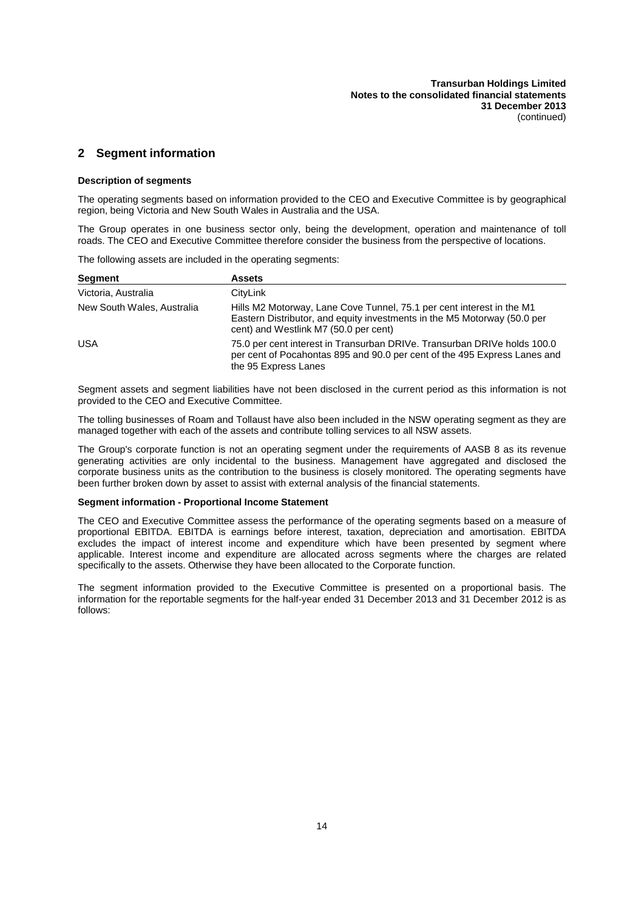## 2 Segment information

### Description of segments

The operating segments based on information provided to the CEO and Executive Committee is by geographical region, being Victoria and New South Wales in Australia and the USA.

The Group operates in one business sector only, being the development, operation and maintenance of toll roads. The CEO and Executive Committee therefore consider the business from the perspective of locations.

The following assets are included in the operating segments:

| Segment | Assets |
|---|---|
| Victoria, Australia | CityLink |
| New South Wales, Australia | Hills M2 Motorway, Lane Cove Tunnel, 75.1 per cent interest in the M1 Eastern Distributor, and equity investments in the M5 Motorway (50.0 per cent) and Westlink M7 (50.0 per cent) |
| USA | 75.0 per cent interest in Transurban DRIVe. Transurban DRIVe holds 100.0 per cent of Pocahontas 895 and 90.0 per cent of the 495 Express Lanes and the 95 Express Lanes |

Segment assets and segment liabilities have not been disclosed in the current period as this information is not provided to the CEO and Executive Committee.

The tolling businesses of Roam and Tollaust have also been included in the NSW operating segment as they are managed together with each of the assets and contribute tolling services to all NSW assets.

The Group's corporate function is not an operating segment under the requirements of AASB 8 as its revenue generating activities are only incidental to the business. Management have aggregated and disclosed the corporate business units as the contribution to the business is closely monitored. The operating segments have been further broken down by asset to assist with external analysis of the financial statements.

### Segment information - Proportional Income Statement

The CEO and Executive Committee assess the performance of the operating segments based on a measure of proportional EBITDA. EBITDA is earnings before interest, taxation, depreciation and amortisation. EBITDA excludes the impact of interest income and expenditure which have been presented by segment where applicable. Interest income and expenditure are allocated across segments where the charges are related specifically to the assets. Otherwise they have been allocated to the Corporate function.

The segment information provided to the Executive Committee is presented on a proportional basis. The information for the reportable segments for the half-year ended 31 December 2013 and 31 December 2012 is as follows: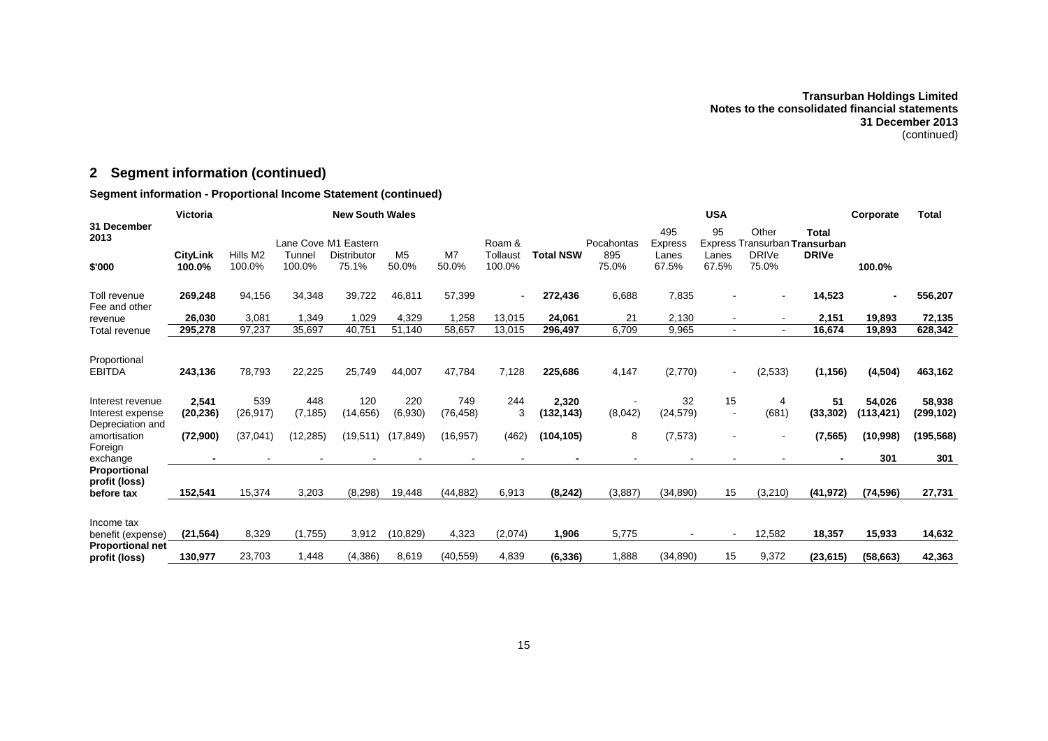## 2 Segment information (continued)

### Segment information - Proportional Income Statement (continued)

| 31 December 2013 | Victoria | New South Wales | | | | | | | USA | | | | | Corporate | Total |
|---|---|---|---|---|---|---|---|---|---|---|---|---|---|---|---|
| $'000 | CityLink 100.0% | Hills M2 100.0% | Lane Cove Tunnel 100.0% | M1 Eastern Distributor 75.1% | M5 50.0% | M7 50.0% | Roam & Tollaust 100.0% | Total NSW | Pocahontas 895 75.0% | 495 Express Lanes 67.5% | 95 Express Lanes 67.5% | Other Transurban DRIVe 75.0% | Total Transurban DRIVe | 100.0% | |
| Toll revenue | **269,248** | 94,156 | 34,348 | 39,722 | 46,811 | 57,399 | - | **272,436** | 6,688 | 7,835 | - | - | **14,523** | **-** | **556,207** |
| Fee and other revenue | **26,030** | 3,081 | 1,349 | 1,029 | 4,329 | 1,258 | 13,015 | **24,061** | 21 | 2,130 | - | - | **2,151** | **19,893** | **72,135** |
| Total revenue | **295,278** | 97,237 | 35,697 | 40,751 | 51,140 | 58,657 | 13,015 | **296,497** | 6,709 | 9,965 | - | - | **16,674** | **19,893** | **628,342** |
| Proportional EBITDA | **243,136** | 78,793 | 22,225 | 25,749 | 44,007 | 47,784 | 7,128 | **225,686** | 4,147 | (2,770) | - | (2,533) | **(1,156)** | **(4,504)** | **463,162** |
| Interest revenue | **2,541** | 539 | 448 | 120 | 220 | 749 | 244 | **2,320** | - | 32 | 15 | 4 | **51** | **54,026** | **58,938** |
| Interest expense | **(20,236)** | (26,917) | (7,185) | (14,656) | (6,930) | (76,458) | 3 | **(132,143)** | (8,042) | (24,579) | - | (681) | **(33,302)** | **(113,421)** | **(299,102)** |
| Depreciation and amortisation | **(72,900)** | (37,041) | (12,285) | (19,511) | (17,849) | (16,957) | (462) | **(104,105)** | 8 | (7,573) | - | - | **(7,565)** | **(10,998)** | **(195,568)** |
| Foreign exchange | **-** | - | - | - | - | - | - | **-** | - | - | - | - | **-** | **301** | **301** |
| **Proportional profit (loss) before tax** | **152,541** | 15,374 | 3,203 | (8,298) | 19,448 | (44,882) | 6,913 | **(8,242)** | (3,887) | (34,890) | 15 | (3,210) | **(41,972)** | **(74,596)** | **27,731** |
| Income tax benefit (expense) | **(21,564)** | 8,329 | (1,755) | 3,912 | (10,829) | 4,323 | (2,074) | **1,906** | 5,775 | - | - | 12,582 | **18,357** | **15,933** | **14,632** |
| **Proportional net profit (loss)** | **130,977** | 23,703 | 1,448 | (4,386) | 8,619 | (40,559) | 4,839 | **(6,336)** | 1,888 | (34,890) | 15 | 9,372 | **(23,615)** | **(58,663)** | **42,363** |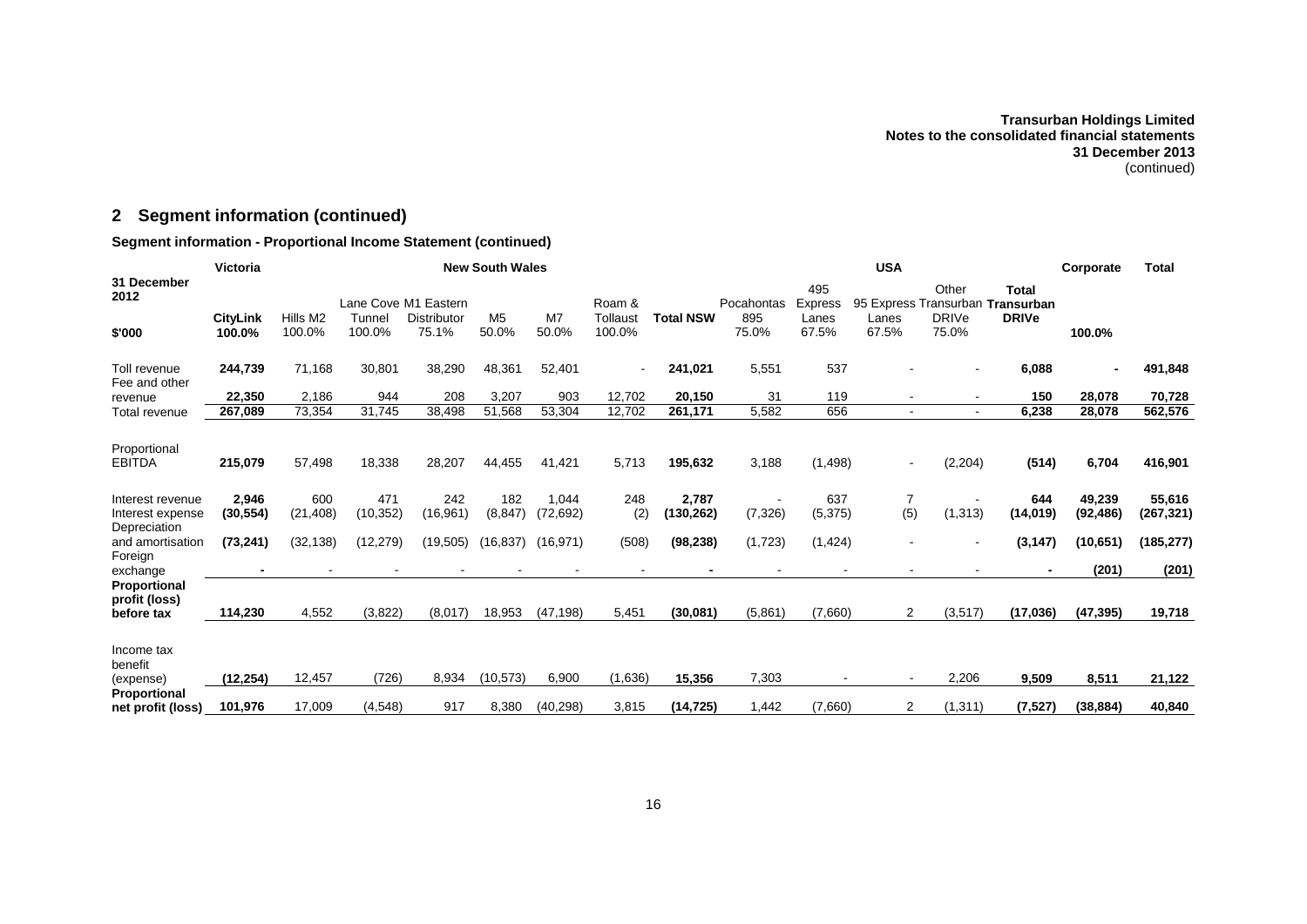## 2 Segment information (continued)

### Segment information - Proportional Income Statement (continued)

| | Victoria | New South Wales | | | | | | | | USA | | | | | Corporate | Total |
|---|---|---|---|---|---|---|---|---|---|---|---|---|---|---|---|---|
| 31 December 2012<br>$'000 | CityLink 100.0% | Hills M2 100.0% | Lane Cove Tunnel 100.0% | M1 Eastern Distributor 75.1% | M5 50.0% | M7 50.0% | Roam & Tollaust 100.0% | Total NSW | Pocahontas 895 75.0% | 495 Express Lanes 67.5% | 95 Express Lanes 67.5% | Other Transurban DRIVe 75.0% | Total Transurban DRIVe | 100.0% | |
| Toll revenue | **244,739** | 71,168 | 30,801 | 38,290 | 48,361 | 52,401 | - | **241,021** | 5,551 | 537 | - | - | **6,088** | **-** | **491,848** |
| Fee and other revenue | **22,350** | 2,186 | 944 | 208 | 3,207 | 903 | 12,702 | **20,150** | 31 | 119 | - | - | **150** | **28,078** | **70,728** |
| Total revenue | **267,089** | 73,354 | 31,745 | 38,498 | 51,568 | 53,304 | 12,702 | **261,171** | 5,582 | 656 | - | - | **6,238** | **28,078** | **562,576** |
| Proportional EBITDA | **215,079** | 57,498 | 18,338 | 28,207 | 44,455 | 41,421 | 5,713 | **195,632** | 3,188 | (1,498) | - | (2,204) | **(514)** | **6,704** | **416,901** |
| Interest revenue | **2,946** | 600 | 471 | 242 | 182 | 1,044 | 248 | **2,787** | - | 637 | 7 | - | **644** | **49,239** | **55,616** |
| Interest expense | **(30,554)** | (21,408) | (10,352) | (16,961) | (8,847) | (72,692) | (2) | **(130,262)** | (7,326) | (5,375) | (5) | (1,313) | **(14,019)** | **(92,486)** | **(267,321)** |
| Depreciation and amortisation | **(73,241)** | (32,138) | (12,279) | (19,505) | (16,837) | (16,971) | (508) | **(98,238)** | (1,723) | (1,424) | - | - | **(3,147)** | **(10,651)** | **(185,277)** |
| Foreign exchange | **-** | - | - | - | - | - | - | **-** | - | - | - | - | **-** | **(201)** | **(201)** |
| **Proportional profit (loss) before tax** | **114,230** | 4,552 | (3,822) | (8,017) | 18,953 | (47,198) | 5,451 | **(30,081)** | (5,861) | (7,660) | 2 | (3,517) | **(17,036)** | **(47,395)** | **19,718** |
| Income tax benefit (expense) | **(12,254)** | 12,457 | (726) | 8,934 | (10,573) | 6,900 | (1,636) | **15,356** | 7,303 | - | - | 2,206 | **9,509** | **8,511** | **21,122** |
| **Proportional net profit (loss)** | **101,976** | 17,009 | (4,548) | 917 | 8,380 | (40,298) | 3,815 | **(14,725)** | 1,442 | (7,660) | 2 | (1,311) | **(7,527)** | **(38,884)** | **40,840** |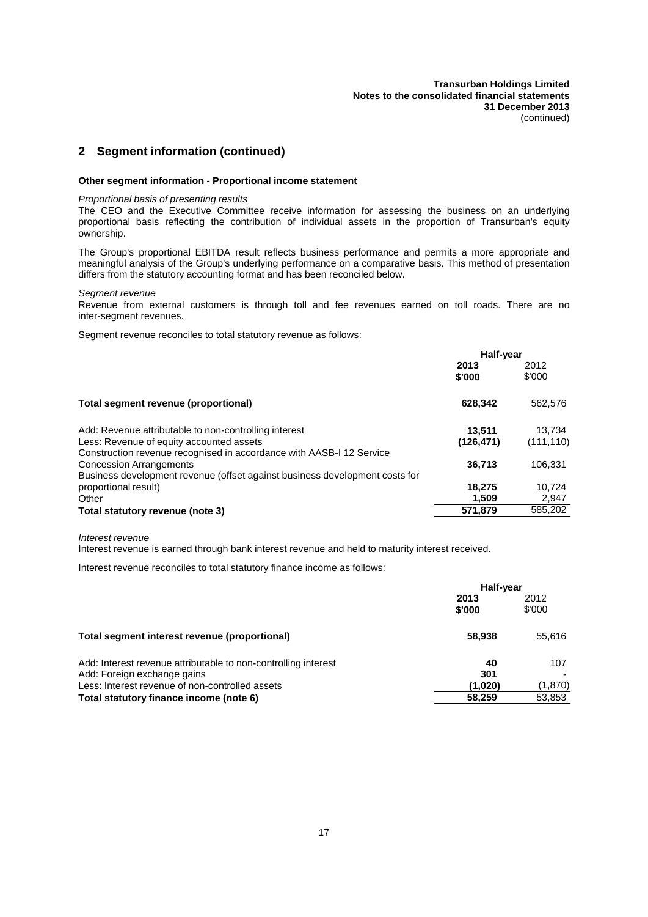## 2 Segment information (continued)

**Other segment information - Proportional income statement**

*Proportional basis of presenting results*

The CEO and the Executive Committee receive information for assessing the business on an underlying proportional basis reflecting the contribution of individual assets in the proportion of Transurban's equity ownership.

The Group's proportional EBITDA result reflects business performance and permits a more appropriate and meaningful analysis of the Group's underlying performance on a comparative basis. This method of presentation differs from the statutory accounting format and has been reconciled below.

*Segment revenue*

Revenue from external customers is through toll and fee revenues earned on toll roads. There are no inter-segment revenues.

Segment revenue reconciles to total statutory revenue as follows:

| | Half-year | |
|---|---|---|
| | **2013 \$'000** | 2012 \$'000 |
| **Total segment revenue (proportional)** | **628,342** | 562,576 |
| Add: Revenue attributable to non-controlling interest | **13,511** | 13,734 |
| Less: Revenue of equity accounted assets | **(126,471)** | (111,110) |
| Construction revenue recognised in accordance with AASB-I 12 Service Concession Arrangements | **36,713** | 106,331 |
| Business development revenue (offset against business development costs for proportional result) | **18,275** | 10,724 |
| Other | **1,509** | 2,947 |
| **Total statutory revenue (note 3)** | **571,879** | 585,202 |

*Interest revenue*

Interest revenue is earned through bank interest revenue and held to maturity interest received.

Interest revenue reconciles to total statutory finance income as follows:

| | Half-year | |
|---|---|---|
| | **2013 \$'000** | 2012 \$'000 |
| **Total segment interest revenue (proportional)** | **58,938** | 55,616 |
| Add: Interest revenue attributable to non-controlling interest | **40** | 107 |
| Add: Foreign exchange gains | **301** | - |
| Less: Interest revenue of non-controlled assets | **(1,020)** | (1,870) |
| **Total statutory finance income (note 6)** | **58,259** | 53,853 |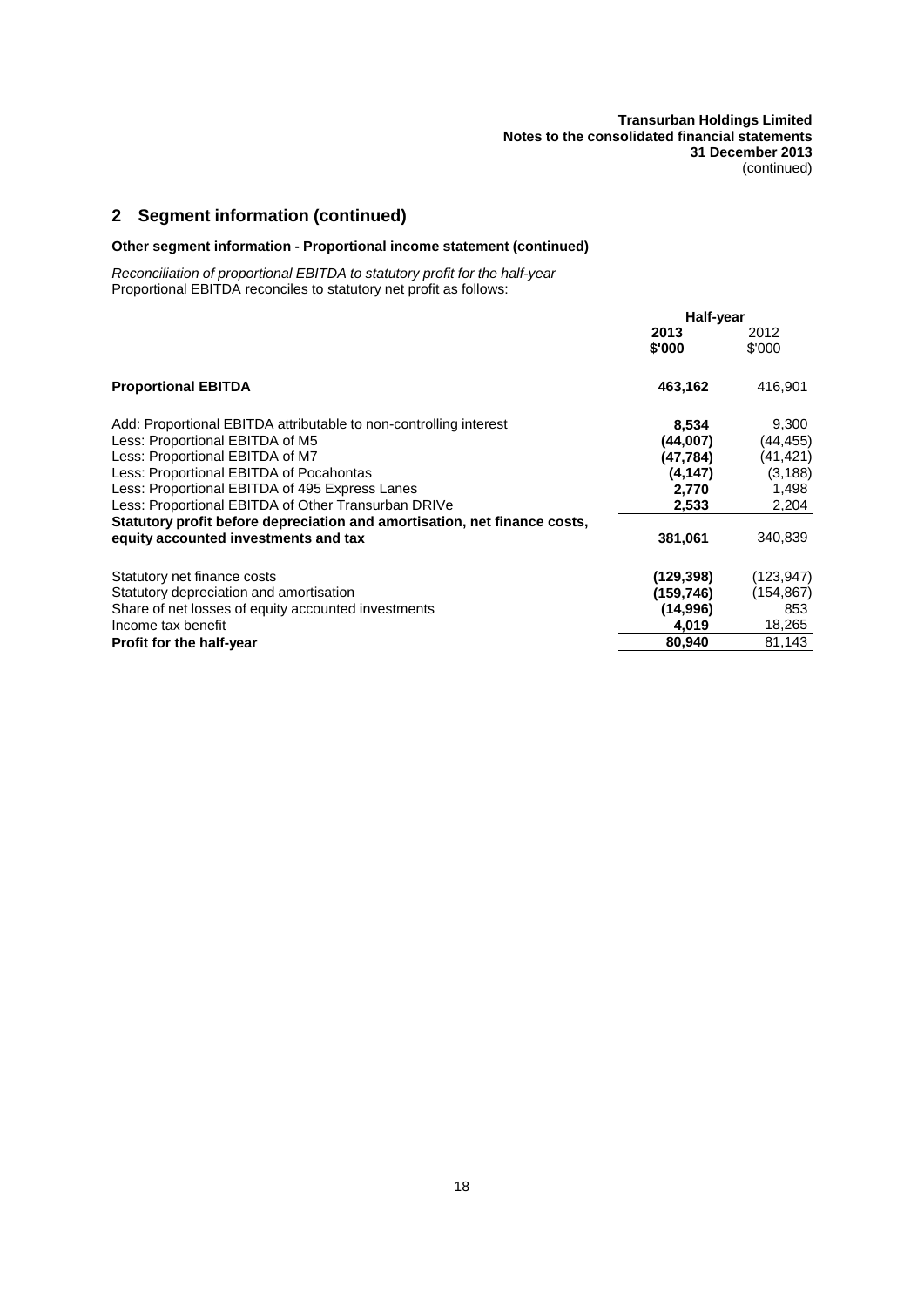## 2 Segment information (continued)

### Other segment information - Proportional income statement (continued)

*Reconciliation of proportional EBITDA to statutory profit for the half-year*
Proportional EBITDA reconciles to statutory net profit as follows:

| | Half-year | |
|---|---|---|
| | **2013** | 2012 |
| | **\$'000** | \$'000 |
| **Proportional EBITDA** | **463,162** | 416,901 |
| Add: Proportional EBITDA attributable to non-controlling interest | **8,534** | 9,300 |
| Less: Proportional EBITDA of M5 | **(44,007)** | (44,455) |
| Less: Proportional EBITDA of M7 | **(47,784)** | (41,421) |
| Less: Proportional EBITDA of Pocahontas | **(4,147)** | (3,188) |
| Less: Proportional EBITDA of 495 Express Lanes | **2,770** | 1,498 |
| Less: Proportional EBITDA of Other Transurban DRIVe | **2,533** | 2,204 |
| **Statutory profit before depreciation and amortisation, net finance costs, equity accounted investments and tax** | **381,061** | 340,839 |
| Statutory net finance costs | **(129,398)** | (123,947) |
| Statutory depreciation and amortisation | **(159,746)** | (154,867) |
| Share of net losses of equity accounted investments | **(14,996)** | 853 |
| Income tax benefit | **4,019** | 18,265 |
| **Profit for the half-year** | **80,940** | 81,143 |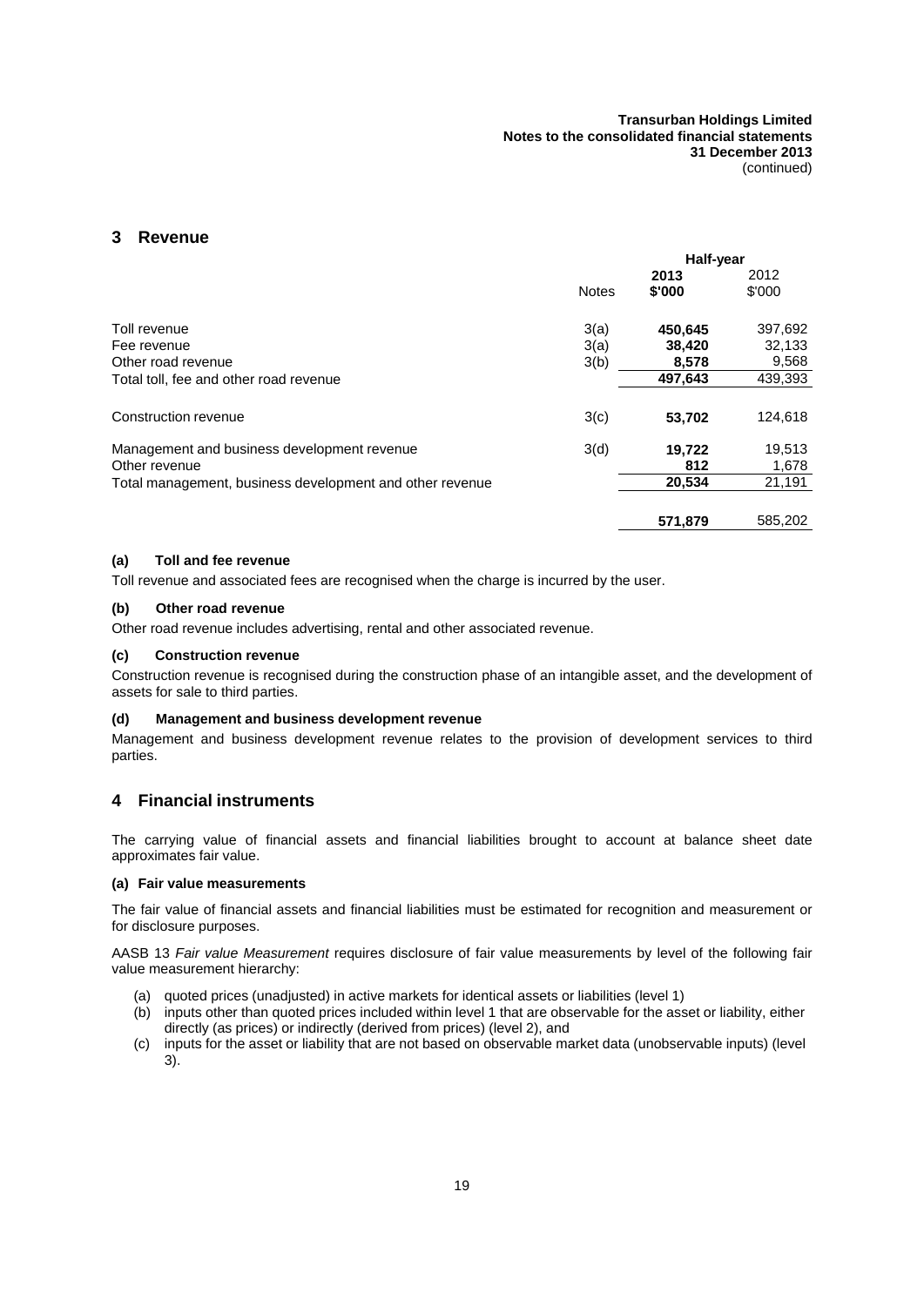## 3 Revenue

| | Notes | Half-year 2013 $'000 | 2012 $'000 |
|---|---|---|---|
| Toll revenue | 3(a) | **450,645** | 397,692 |
| Fee revenue | 3(a) | **38,420** | 32,133 |
| Other road revenue | 3(b) | **8,578** | 9,568 |
| Total toll, fee and other road revenue | | **497,643** | 439,393 |
| | | | |
| Construction revenue | 3(c) | **53,702** | 124,618 |
| | | | |
| Management and business development revenue | 3(d) | **19,722** | 19,513 |
| Other revenue | | **812** | 1,678 |
| Total management, business development and other revenue | | **20,534** | 21,191 |
| | | | |
| | | **571,879** | 585,202 |

#### (a) Toll and fee revenue

Toll revenue and associated fees are recognised when the charge is incurred by the user.

#### (b) Other road revenue

Other road revenue includes advertising, rental and other associated revenue.

#### (c) Construction revenue

Construction revenue is recognised during the construction phase of an intangible asset, and the development of assets for sale to third parties.

#### (d) Management and business development revenue

Management and business development revenue relates to the provision of development services to third parties.

## 4 Financial instruments

The carrying value of financial assets and financial liabilities brought to account at balance sheet date approximates fair value.

#### (a) Fair value measurements

The fair value of financial assets and financial liabilities must be estimated for recognition and measurement or for disclosure purposes.

AASB 13 *Fair value Measurement* requires disclosure of fair value measurements by level of the following fair value measurement hierarchy:

(a) quoted prices (unadjusted) in active markets for identical assets or liabilities (level 1)
(b) inputs other than quoted prices included within level 1 that are observable for the asset or liability, either directly (as prices) or indirectly (derived from prices) (level 2), and
(c) inputs for the asset or liability that are not based on observable market data (unobservable inputs) (level 3).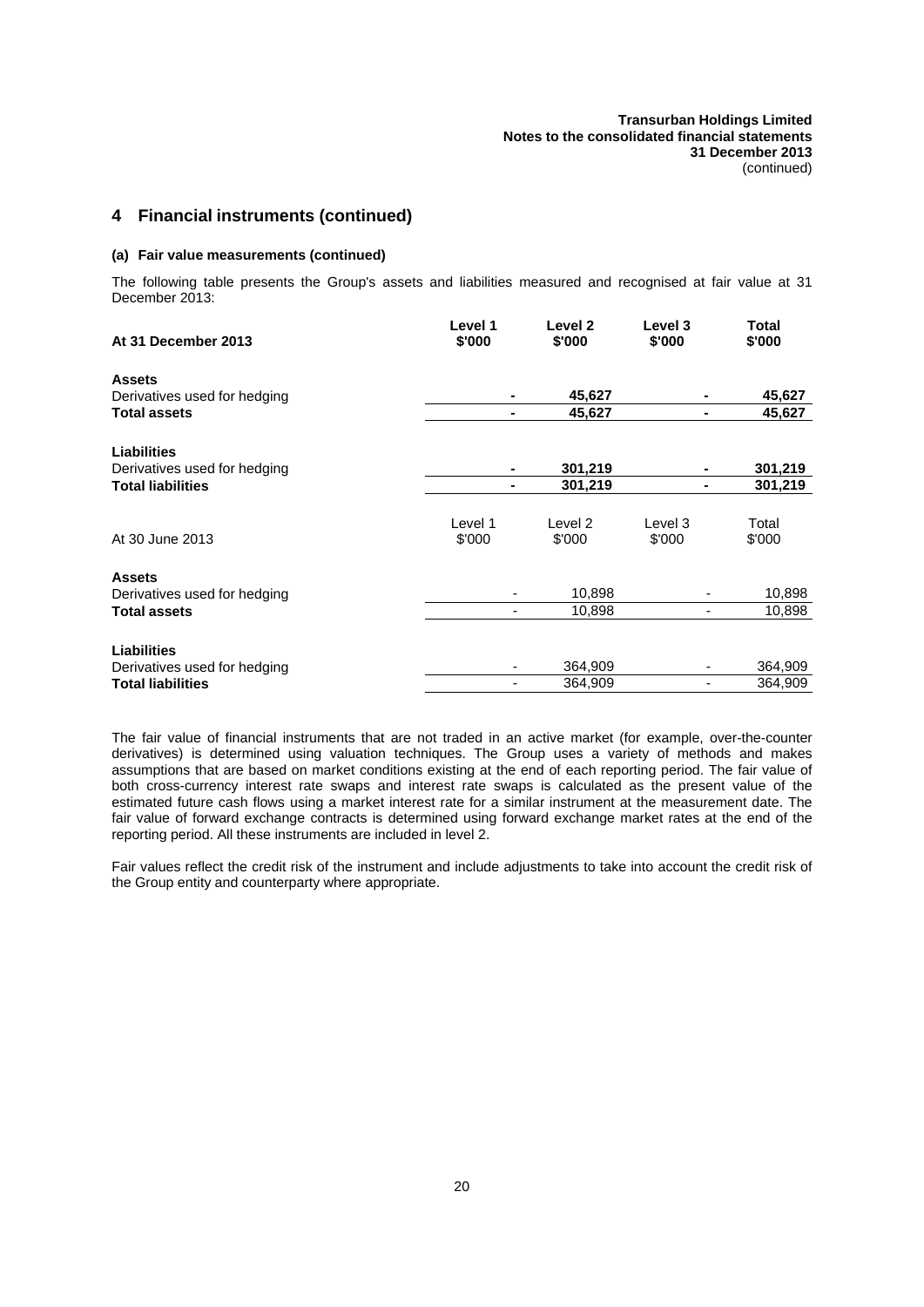## 4 Financial instruments (continued)

### (a) Fair value measurements (continued)

The following table presents the Group's assets and liabilities measured and recognised at fair value at 31 December 2013:

| At 31 December 2013 | Level 1 $'000 | Level 2 $'000 | Level 3 $'000 | Total $'000 |
|---|---|---|---|---|
| **Assets** | | | | |
| Derivatives used for hedging | - | 45,627 | - | 45,627 |
| **Total assets** | - | 45,627 | - | 45,627 |
| **Liabilities** | | | | |
| Derivatives used for hedging | - | 301,219 | - | 301,219 |
| **Total liabilities** | - | 301,219 | - | 301,219 |

| At 30 June 2013 | Level 1 $'000 | Level 2 $'000 | Level 3 $'000 | Total $'000 |
|---|---|---|---|---|
| **Assets** | | | | |
| Derivatives used for hedging | - | 10,898 | - | 10,898 |
| **Total assets** | - | 10,898 | - | 10,898 |
| **Liabilities** | | | | |
| Derivatives used for hedging | - | 364,909 | - | 364,909 |
| **Total liabilities** | - | 364,909 | - | 364,909 |

The fair value of financial instruments that are not traded in an active market (for example, over-the-counter derivatives) is determined using valuation techniques. The Group uses a variety of methods and makes assumptions that are based on market conditions existing at the end of each reporting period. The fair value of both cross-currency interest rate swaps and interest rate swaps is calculated as the present value of the estimated future cash flows using a market interest rate for a similar instrument at the measurement date. The fair value of forward exchange contracts is determined using forward exchange market rates at the end of the reporting period. All these instruments are included in level 2.

Fair values reflect the credit risk of the instrument and include adjustments to take into account the credit risk of the Group entity and counterparty where appropriate.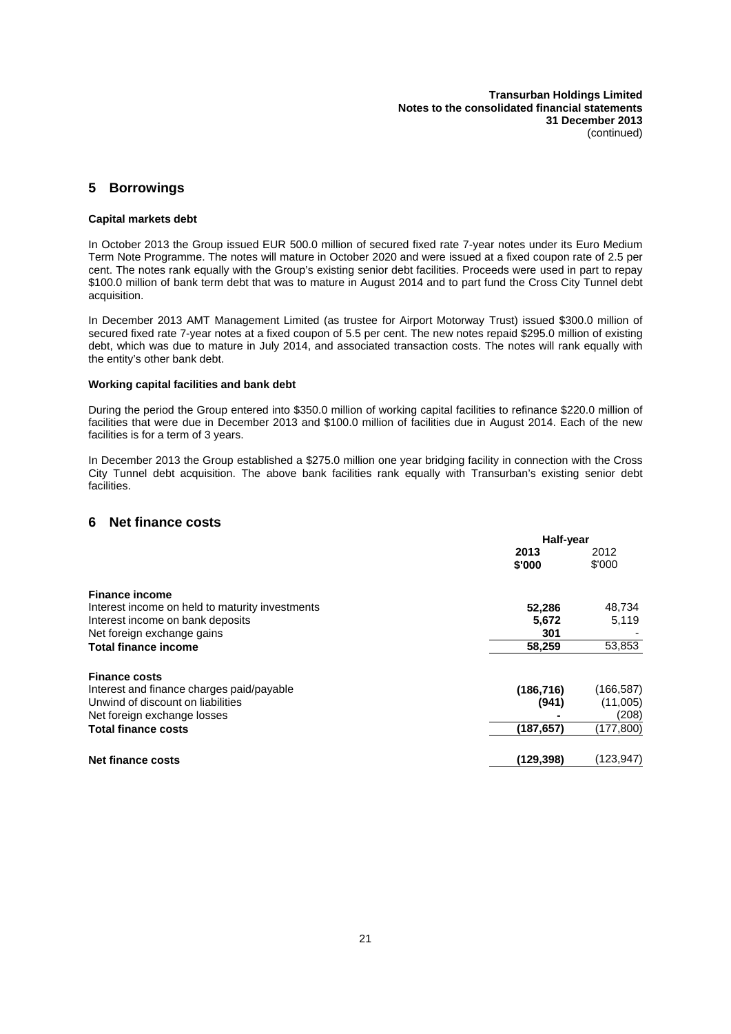## 5 Borrowings

### Capital markets debt

In October 2013 the Group issued EUR 500.0 million of secured fixed rate 7-year notes under its Euro Medium Term Note Programme. The notes will mature in October 2020 and were issued at a fixed coupon rate of 2.5 per cent. The notes rank equally with the Group's existing senior debt facilities. Proceeds were used in part to repay $100.0 million of bank term debt that was to mature in August 2014 and to part fund the Cross City Tunnel debt acquisition.

In December 2013 AMT Management Limited (as trustee for Airport Motorway Trust) issued $300.0 million of secured fixed rate 7-year notes at a fixed coupon of 5.5 per cent. The new notes repaid $295.0 million of existing debt, which was due to mature in July 2014, and associated transaction costs. The notes will rank equally with the entity's other bank debt.

### Working capital facilities and bank debt

During the period the Group entered into $350.0 million of working capital facilities to refinance $220.0 million of facilities that were due in December 2013 and $100.0 million of facilities due in August 2014. Each of the new facilities is for a term of 3 years.

In December 2013 the Group established a $275.0 million one year bridging facility in connection with the Cross City Tunnel debt acquisition. The above bank facilities rank equally with Transurban's existing senior debt facilities.

## 6 Net finance costs

| | Half-year | |
|---|---|---|
| | **2013** **$'000** | 2012 $'000 |
| **Finance income** | | |
| Interest income on held to maturity investments | **52,286** | 48,734 |
| Interest income on bank deposits | **5,672** | 5,119 |
| Net foreign exchange gains | **301** | - |
| **Total finance income** | **58,259** | 53,853 |
| **Finance costs** | | |
| Interest and finance charges paid/payable | **(186,716)** | (166,587) |
| Unwind of discount on liabilities | **(941)** | (11,005) |
| Net foreign exchange losses | **-** | (208) |
| **Total finance costs** | **(187,657)** | (177,800) |
| **Net finance costs** | **(129,398)** | (123,947) |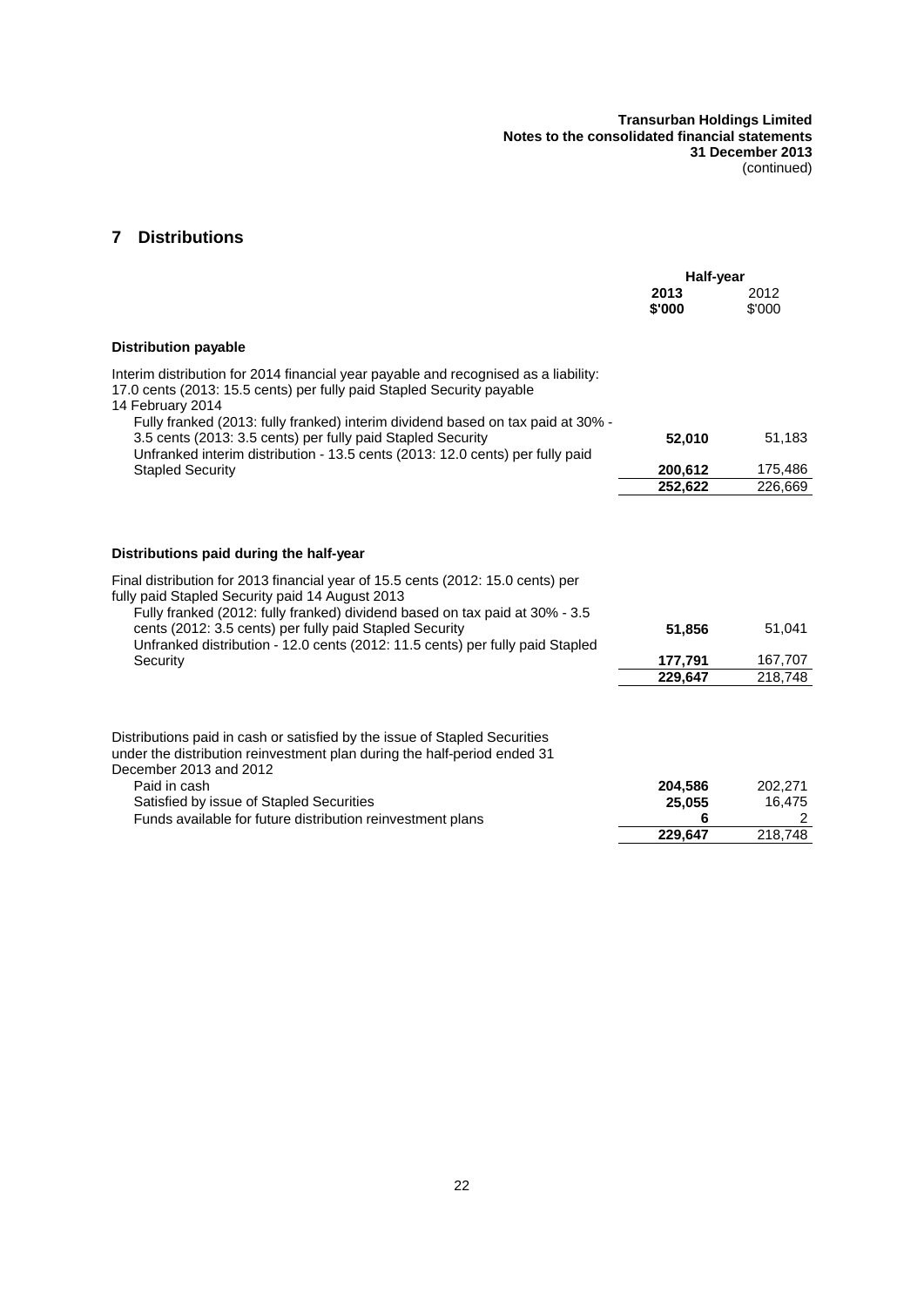## 7 Distributions

| | Half-year | |
|---|---|---|
| | **2013** | 2012 |
| | **\$'000** | \$'000 |
| **Distribution payable** | | |
| Interim distribution for 2014 financial year payable and recognised as a liability: 17.0 cents (2013: 15.5 cents) per fully paid Stapled Security payable 14 February 2014 | | |
| Fully franked (2013: fully franked) interim dividend based on tax paid at 30% - 3.5 cents (2013: 3.5 cents) per fully paid Stapled Security | **52,010** | 51,183 |
| Unfranked interim distribution - 13.5 cents (2013: 12.0 cents) per fully paid Stapled Security | **200,612** | 175,486 |
| | **252,622** | 226,669 |
| **Distributions paid during the half-year** | | |
| Final distribution for 2013 financial year of 15.5 cents (2012: 15.0 cents) per fully paid Stapled Security paid 14 August 2013 | | |
| Fully franked (2012: fully franked) dividend based on tax paid at 30% - 3.5 cents (2012: 3.5 cents) per fully paid Stapled Security | **51,856** | 51,041 |
| Unfranked distribution - 12.0 cents (2012: 11.5 cents) per fully paid Stapled Security | **177,791** | 167,707 |
| | **229,647** | 218,748 |
| Distributions paid in cash or satisfied by the issue of Stapled Securities under the distribution reinvestment plan during the half-period ended 31 December 2013 and 2012 | | |
| Paid in cash | **204,586** | 202,271 |
| Satisfied by issue of Stapled Securities | **25,055** | 16,475 |
| Funds available for future distribution reinvestment plans | **6** | 2 |
| | **229,647** | 218,748 |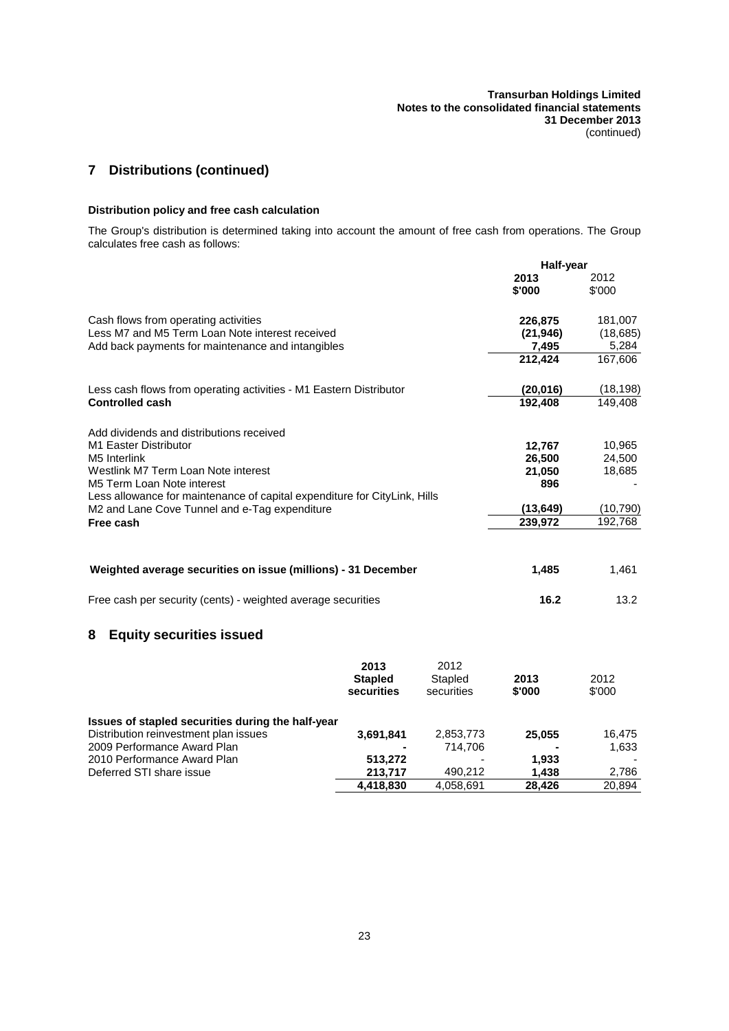## 7 Distributions (continued)

### Distribution policy and free cash calculation

The Group's distribution is determined taking into account the amount of free cash from operations. The Group calculates free cash as follows:

| | Half-year | |
|---|---|---|
| | **2013** | 2012 |
| | **\$'000** | \$'000 |
| Cash flows from operating activities | **226,875** | 181,007 |
| Less M7 and M5 Term Loan Note interest received | **(21,946)** | (18,685) |
| Add back payments for maintenance and intangibles | **7,495** | 5,284 |
| | **212,424** | 167,606 |
| Less cash flows from operating activities - M1 Eastern Distributor | **(20,016)** | (18,198) |
| **Controlled cash** | **192,408** | 149,408 |
| Add dividends and distributions received | | |
| M1 Easter Distributor | **12,767** | 10,965 |
| M5 Interlink | **26,500** | 24,500 |
| Westlink M7 Term Loan Note interest | **21,050** | 18,685 |
| M5 Term Loan Note interest | **896** | - |
| Less allowance for maintenance of capital expenditure for CityLink, Hills M2 and Lane Cove Tunnel and e-Tag expenditure | **(13,649)** | (10,790) |
| **Free cash** | **239,972** | 192,768 |
| **Weighted average securities on issue (millions) - 31 December** | **1,485** | 1,461 |
| Free cash per security (cents) - weighted average securities | **16.2** | 13.2 |

## 8 Equity securities issued

| | **2013 Stapled securities** | 2012 Stapled securities | **2013 \$'000** | 2012 \$'000 |
|---|---|---|---|---|
| **Issues of stapled securities during the half-year** | | | | |
| Distribution reinvestment plan issues | **3,691,841** | 2,853,773 | **25,055** | 16,475 |
| 2009 Performance Award Plan | **-** | 714,706 | **-** | 1,633 |
| 2010 Performance Award Plan | **513,272** | - | **1,933** | - |
| Deferred STI share issue | **213,717** | 490,212 | **1,438** | 2,786 |
| | **4,418,830** | 4,058,691 | **28,426** | 20,894 |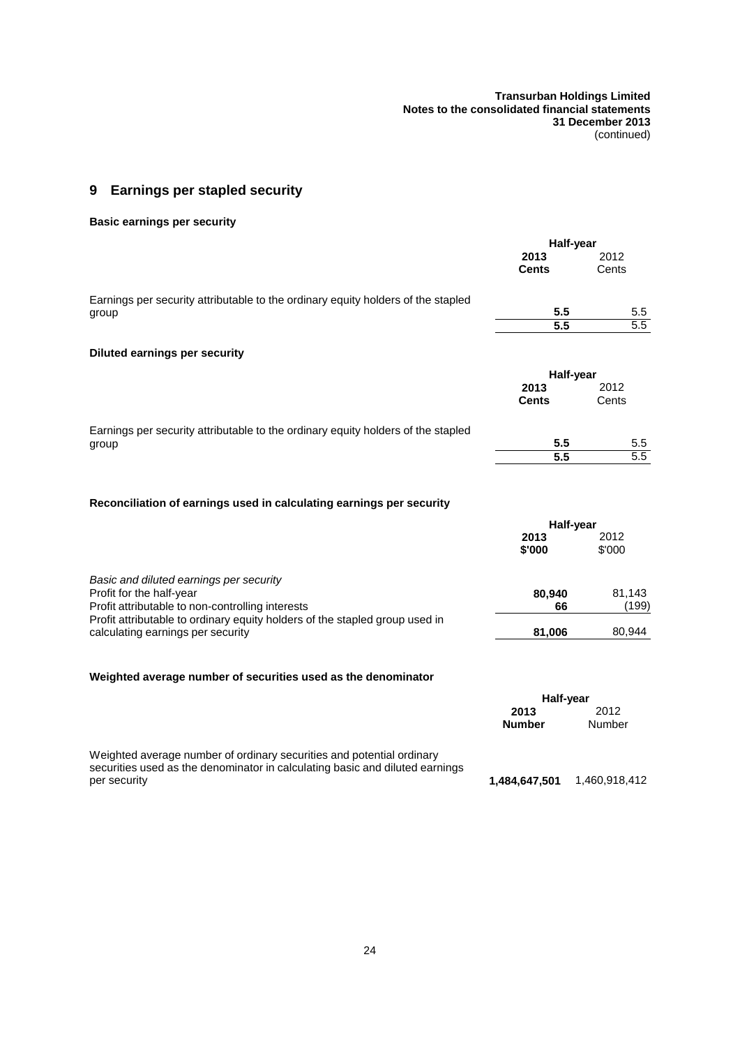## 9 Earnings per stapled security

### Basic earnings per security

| | Half-year | |
|---|---|---|
| | **2013** **Cents** | 2012 Cents |
| Earnings per security attributable to the ordinary equity holders of the stapled group | **5.5** | 5.5 |
| | **5.5** | 5.5 |

### Diluted earnings per security

| | Half-year | |
|---|---|---|
| | **2013** **Cents** | 2012 Cents |
| Earnings per security attributable to the ordinary equity holders of the stapled group | **5.5** | 5.5 |
| | **5.5** | 5.5 |

### Reconciliation of earnings used in calculating earnings per security

| | Half-year | |
|---|---|---|
| | **2013** **\$'000** | 2012 \$'000 |
| *Basic and diluted earnings per security* | | |
| Profit for the half-year | **80,940** | 81,143 |
| Profit attributable to non-controlling interests | **66** | (199) |
| Profit attributable to ordinary equity holders of the stapled group used in calculating earnings per security | **81,006** | 80,944 |

### Weighted average number of securities used as the denominator

| | Half-year | |
|---|---|---|
| | **2013** **Number** | 2012 Number |
| Weighted average number of ordinary securities and potential ordinary securities used as the denominator in calculating basic and diluted earnings per security | **1,484,647,501** | 1,460,918,412 |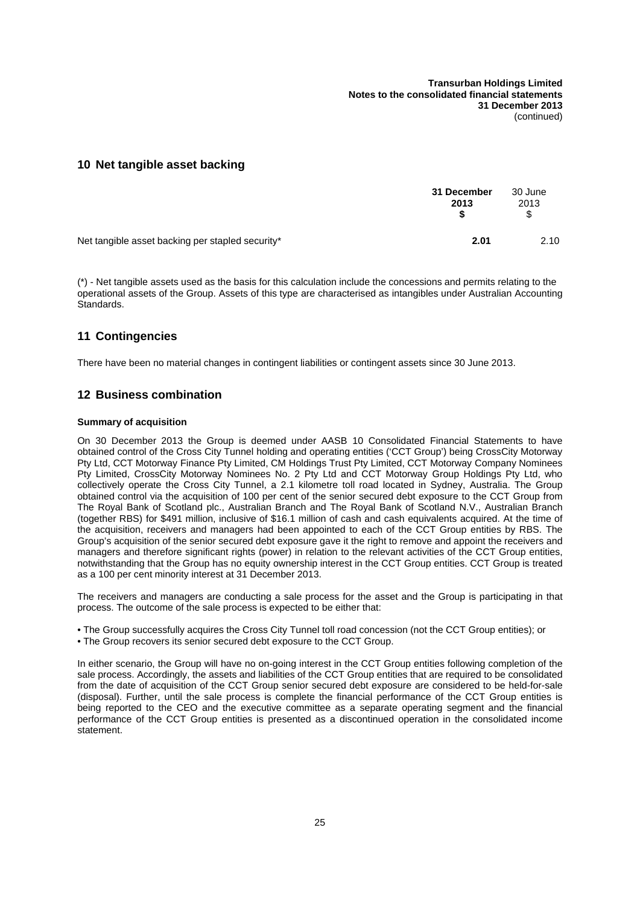## 10 Net tangible asset backing

| | **31 December 2013 $** | 30 June 2013 $ |
|---|---|---|
| Net tangible asset backing per stapled security* | **2.01** | 2.10 |

(*) - Net tangible assets used as the basis for this calculation include the concessions and permits relating to the operational assets of the Group. Assets of this type are characterised as intangibles under Australian Accounting Standards.

## 11 Contingencies

There have been no material changes in contingent liabilities or contingent assets since 30 June 2013.

## 12 Business combination

### Summary of acquisition

On 30 December 2013 the Group is deemed under AASB 10 Consolidated Financial Statements to have obtained control of the Cross City Tunnel holding and operating entities ('CCT Group') being CrossCity Motorway Pty Ltd, CCT Motorway Finance Pty Limited, CM Holdings Trust Pty Limited, CCT Motorway Company Nominees Pty Limited, CrossCity Motorway Nominees No. 2 Pty Ltd and CCT Motorway Group Holdings Pty Ltd, who collectively operate the Cross City Tunnel, a 2.1 kilometre toll road located in Sydney, Australia. The Group obtained control via the acquisition of 100 per cent of the senior secured debt exposure to the CCT Group from The Royal Bank of Scotland plc., Australian Branch and The Royal Bank of Scotland N.V., Australian Branch (together RBS) for $491 million, inclusive of $16.1 million of cash and cash equivalents acquired. At the time of the acquisition, receivers and managers had been appointed to each of the CCT Group entities by RBS. The Group's acquisition of the senior secured debt exposure gave it the right to remove and appoint the receivers and managers and therefore significant rights (power) in relation to the relevant activities of the CCT Group entities, notwithstanding that the Group has no equity ownership interest in the CCT Group entities. CCT Group is treated as a 100 per cent minority interest at 31 December 2013.

The receivers and managers are conducting a sale process for the asset and the Group is participating in that process. The outcome of the sale process is expected to be either that:

- The Group successfully acquires the Cross City Tunnel toll road concession (not the CCT Group entities); or
- The Group recovers its senior secured debt exposure to the CCT Group.

In either scenario, the Group will have no on-going interest in the CCT Group entities following completion of the sale process. Accordingly, the assets and liabilities of the CCT Group entities that are required to be consolidated from the date of acquisition of the CCT Group senior secured debt exposure are considered to be held-for-sale (disposal). Further, until the sale process is complete the financial performance of the CCT Group entities is being reported to the CEO and the executive committee as a separate operating segment and the financial performance of the CCT Group entities is presented as a discontinued operation in the consolidated income statement.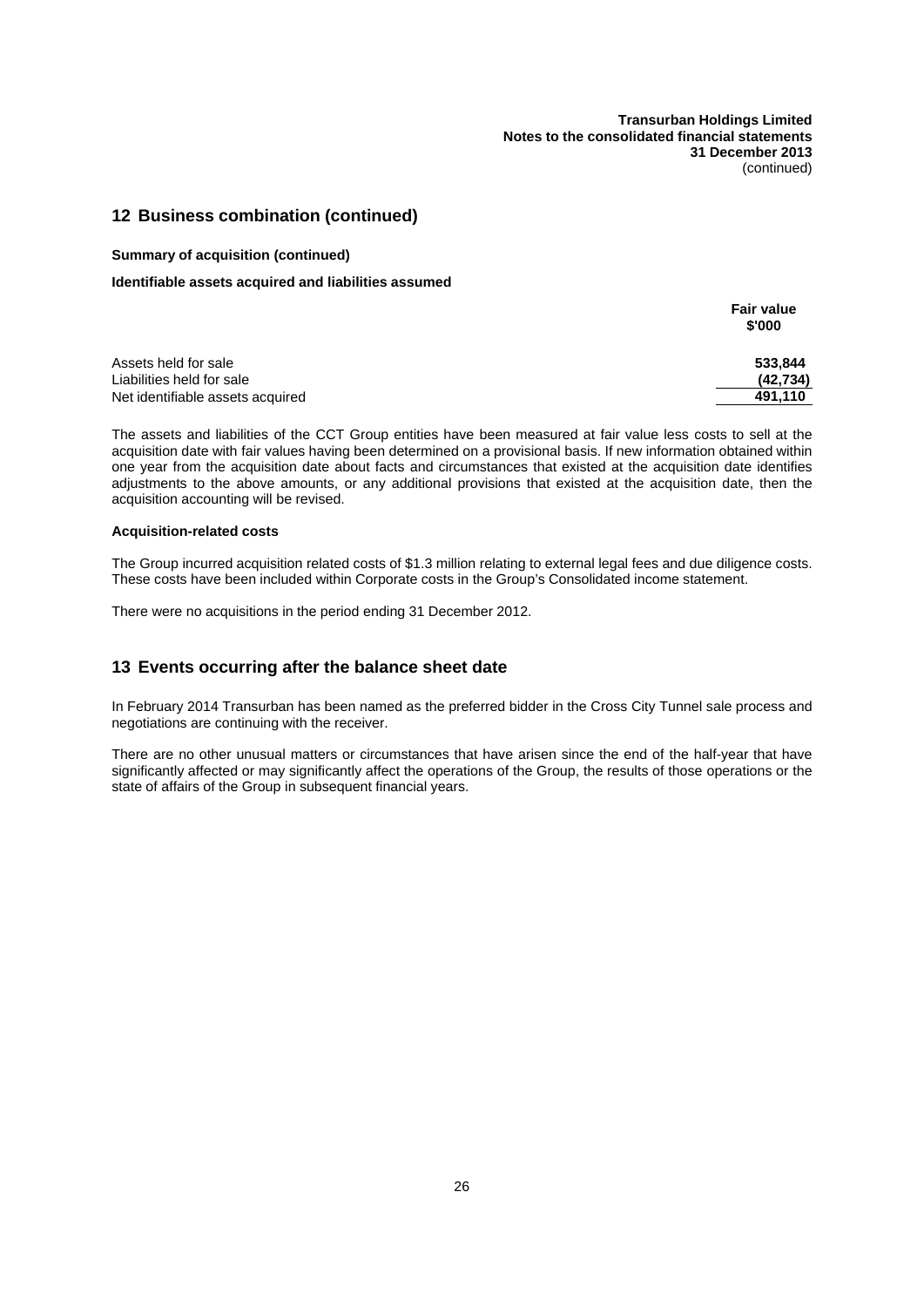## 12 Business combination (continued)

**Summary of acquisition (continued)**

**Identifiable assets acquired and liabilities assumed**

| | Fair value $'000 |
|---|---|
| Assets held for sale | **533,844** |
| Liabilities held for sale | **(42,734)** |
| Net identifiable assets acquired | **491,110** |

The assets and liabilities of the CCT Group entities have been measured at fair value less costs to sell at the acquisition date with fair values having been determined on a provisional basis. If new information obtained within one year from the acquisition date about facts and circumstances that existed at the acquisition date identifies adjustments to the above amounts, or any additional provisions that existed at the acquisition date, then the acquisition accounting will be revised.

**Acquisition-related costs**

The Group incurred acquisition related costs of $1.3 million relating to external legal fees and due diligence costs. These costs have been included within Corporate costs in the Group's Consolidated income statement.

There were no acquisitions in the period ending 31 December 2012.

## 13 Events occurring after the balance sheet date

In February 2014 Transurban has been named as the preferred bidder in the Cross City Tunnel sale process and negotiations are continuing with the receiver.

There are no other unusual matters or circumstances that have arisen since the end of the half-year that have significantly affected or may significantly affect the operations of the Group, the results of those operations or the state of affairs of the Group in subsequent financial years.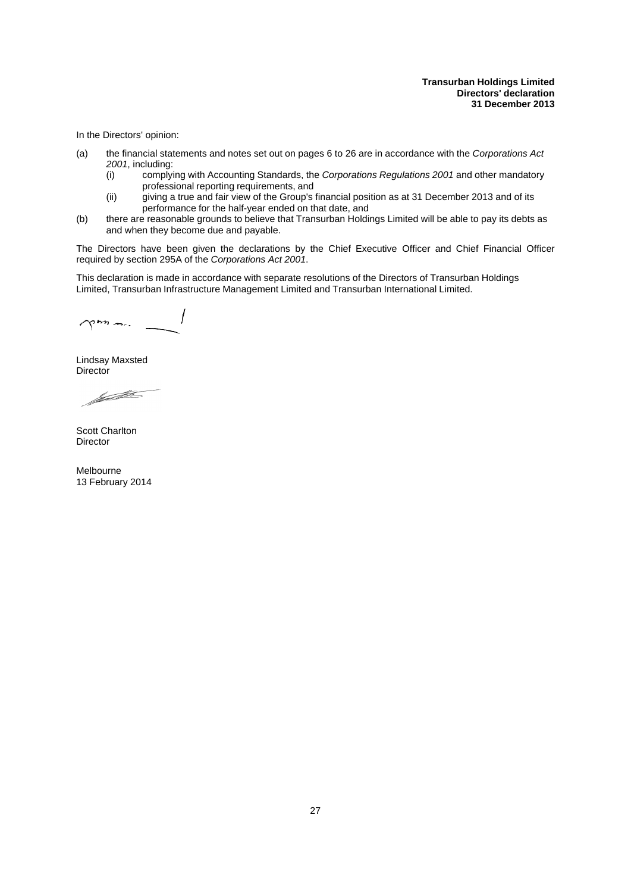**Transurban Holdings Limited**
**Directors' declaration**
**31 December 2013**

In the Directors' opinion:

(a) the financial statements and notes set out on pages 6 to 26 are in accordance with the *Corporations Act 2001*, including:
   (i) complying with Accounting Standards, the *Corporations Regulations 2001* and other mandatory professional reporting requirements, and
   (ii) giving a true and fair view of the Group's financial position as at 31 December 2013 and of its performance for the half-year ended on that date, and

(b) there are reasonable grounds to believe that Transurban Holdings Limited will be able to pay its debts as and when they become due and payable.

The Directors have been given the declarations by the Chief Executive Officer and Chief Financial Officer required by section 295A of the *Corporations Act 2001*.

This declaration is made in accordance with separate resolutions of the Directors of Transurban Holdings Limited, Transurban Infrastructure Management Limited and Transurban International Limited.

Lindsay Maxsted
Director

Scott Charlton
Director

Melbourne
13 February 2014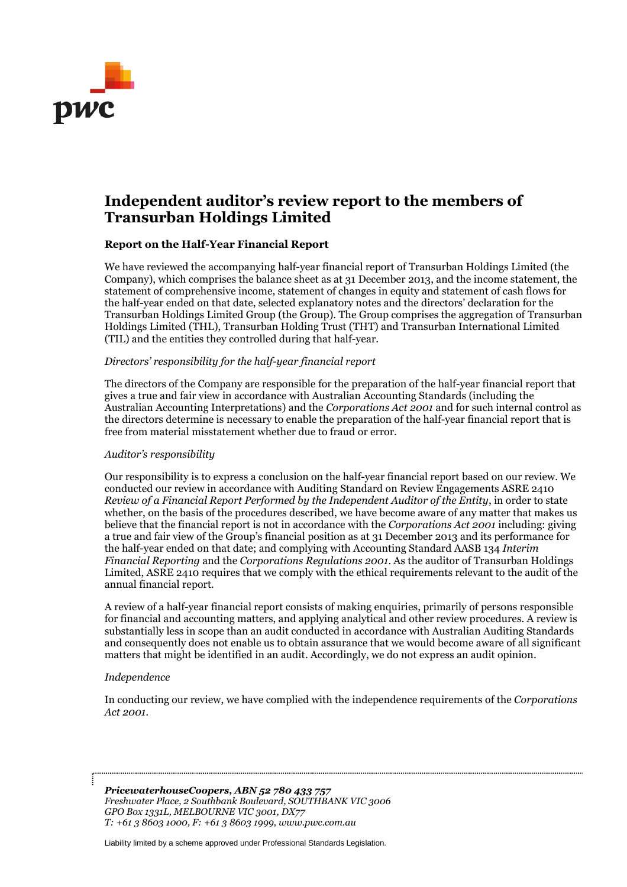# Independent auditor's review report to the members of Transurban Holdings Limited

### Report on the Half-Year Financial Report

We have reviewed the accompanying half-year financial report of Transurban Holdings Limited (the Company), which comprises the balance sheet as at 31 December 2013, and the income statement, the statement of comprehensive income, statement of changes in equity and statement of cash flows for the half-year ended on that date, selected explanatory notes and the directors' declaration for the Transurban Holdings Limited Group (the Group). The Group comprises the aggregation of Transurban Holdings Limited (THL), Transurban Holding Trust (THT) and Transurban International Limited (TIL) and the entities they controlled during that half-year.

*Directors' responsibility for the half-year financial report*

The directors of the Company are responsible for the preparation of the half-year financial report that gives a true and fair view in accordance with Australian Accounting Standards (including the Australian Accounting Interpretations) and the *Corporations Act 2001* and for such internal control as the directors determine is necessary to enable the preparation of the half-year financial report that is free from material misstatement whether due to fraud or error.

*Auditor's responsibility*

Our responsibility is to express a conclusion on the half-year financial report based on our review. We conducted our review in accordance with Auditing Standard on Review Engagements ASRE 2410 *Review of a Financial Report Performed by the Independent Auditor of the Entity*, in order to state whether, on the basis of the procedures described, we have become aware of any matter that makes us believe that the financial report is not in accordance with the *Corporations Act 2001* including: giving a true and fair view of the Group's financial position as at 31 December 2013 and its performance for the half-year ended on that date; and complying with Accounting Standard AASB 134 *Interim Financial Reporting* and the *Corporations Regulations 2001*. As the auditor of Transurban Holdings Limited, ASRE 2410 requires that we comply with the ethical requirements relevant to the audit of the annual financial report.

A review of a half-year financial report consists of making enquiries, primarily of persons responsible for financial and accounting matters, and applying analytical and other review procedures. A review is substantially less in scope than an audit conducted in accordance with Australian Auditing Standards and consequently does not enable us to obtain assurance that we would become aware of all significant matters that might be identified in an audit. Accordingly, we do not express an audit opinion.

*Independence*

In conducting our review, we have complied with the independence requirements of the *Corporations Act 2001*.

***PricewaterhouseCoopers, ABN 52 780 433 757***
*Freshwater Place, 2 Southbank Boulevard, SOUTHBANK VIC 3006*
*GPO Box 1331L, MELBOURNE VIC 3001, DX77*
*T: +61 3 8603 1000, F: +61 3 8603 1999, www.pwc.com.au*

Liability limited by a scheme approved under Professional Standards Legislation.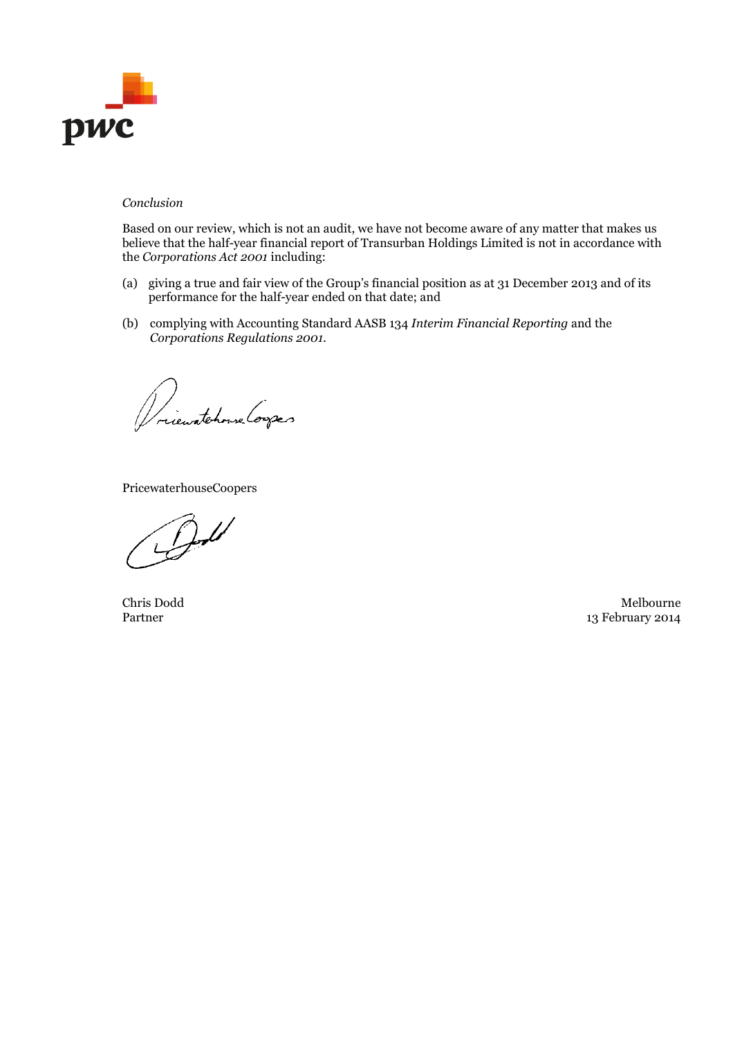*Conclusion*

Based on our review, which is not an audit, we have not become aware of any matter that makes us believe that the half-year financial report of Transurban Holdings Limited is not in accordance with the *Corporations Act 2001* including:

(a) giving a true and fair view of the Group's financial position as at 31 December 2013 and of its performance for the half-year ended on that date; and

(b) complying with Accounting Standard AASB 134 *Interim Financial Reporting* and the *Corporations Regulations 2001*.

PricewaterhouseCoopers

Chris Dodd
Partner

Melbourne
13 February 2014